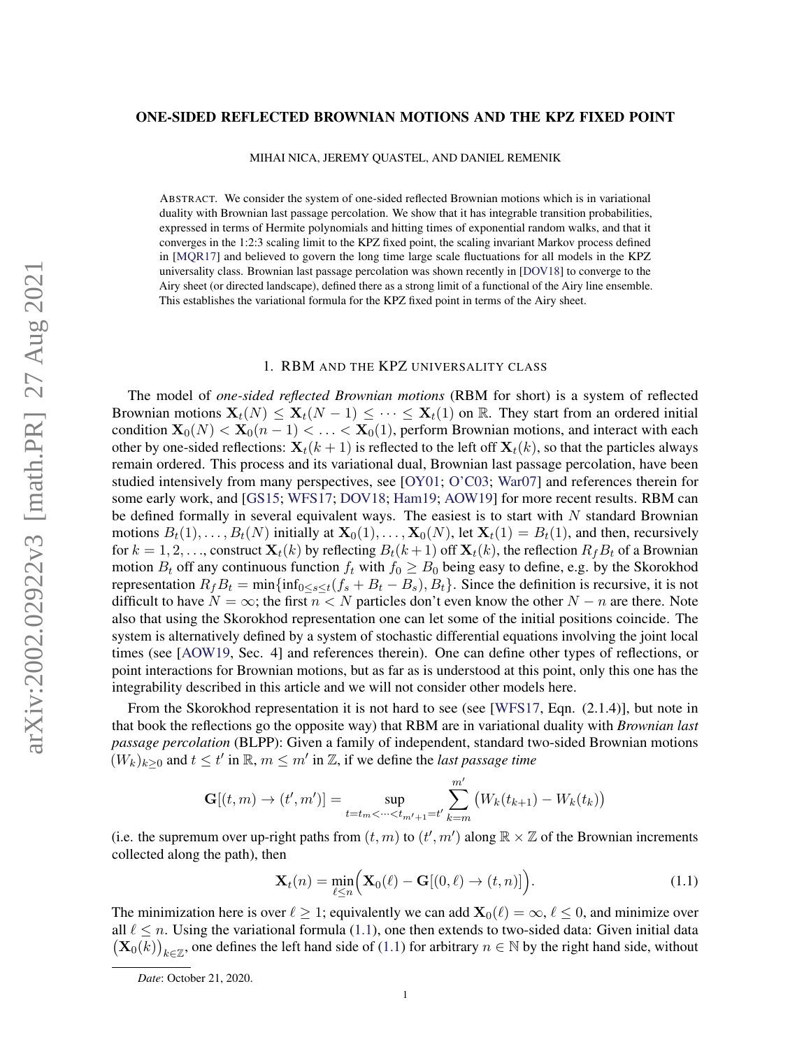# ONE-SIDED REFLECTED BROWNIAN MOTIONS AND THE KPZ FIXED POINT

MIHAI NICA, JEREMY QUASTEL, AND DANIEL REMENIK

ABSTRACT. We consider the system of one-sided reflected Brownian motions which is in variational duality with Brownian last passage percolation. We show that it has integrable transition probabilities, expressed in terms of Hermite polynomials and hitting times of exponential random walks, and that it converges in the 1:2:3 scaling limit to the KPZ fixed point, the scaling invariant Markov process defined in [MQR17] and believed to govern the long time large scale fluctuations for all models in the KPZ universality class. Brownian last passage percolation was shown recently in [DOV18] to converge to the Airy sheet (or directed landscape), defined there as a strong limit of a functional of the Airy line ensemble. This establishes the variational formula for the KPZ fixed point in terms of the Airy sheet.

## 1. RBM AND THE KPZ UNIVERSALITY CLASS

The model of *one-sided reflected Brownian motions* (RBM for short) is a system of reflected Brownian motions $\mathbf{X}_t(N) \le \mathbf{X}_t(N-1) \le \cdots \le \mathbf{X}_t(1)$ on $\mathbb{R}$. They start from an ordered initial condition $\mathbf{X}_0(N) < \mathbf{X}_0(n-1) < \ldots < \mathbf{X}_0(1)$, perform Brownian motions, and interact with each other by one-sided reflections: $\mathbf{X}_t(k+1)$ is reflected to the left off $\mathbf{X}_t(k)$, so that the particles always remain ordered. This process and its variational dual, Brownian last passage percolation, have been studied intensively from many perspectives, see [OY01; O'C03; War07] and references therein for some early work, and [GS15; WFS17; DOV18; Ham19; AOW19] for more recent results. RBM can be defined formally in several equivalent ways. The easiest is to start with $N$ standard Brownian motions $B_t(1), \ldots, B_t(N)$ initially at $\mathbf{X}_0(1), \ldots, \mathbf{X}_0(N)$, let $\mathbf{X}_t(1) = B_t(1)$, and then, recursively for $k = 1, 2, \ldots$, construct $\mathbf{X}_t(k)$ by reflecting $B_t(k+1)$ off $\mathbf{X}_t(k)$, the reflection $R_f B_t$ of a Brownian motion $B_t$ off any continuous function $f_t$ with $f_0 \ge B_0$ being easy to define, e.g. by the Skorokhod representation $R_f B_t = \min\{\inf_{0 \le s \le t}(f_s + B_t - B_s), B_t\}$. Since the definition is recursive, it is not difficult to have $N = \infty$; the first $n < N$ particles don't even know the other $N - n$ are there. Note also that using the Skorokhod representation one can let some of the initial positions coincide. The system is alternatively defined by a system of stochastic differential equations involving the joint local times (see [AOW19, Sec. 4] and references therein). One can define other types of reflections, or point interactions for Brownian motions, but as far as is understood at this point, only this one has the integrability described in this article and we will not consider other models here.

From the Skorokhod representation it is not hard to see (see [WFS17, Eqn. (2.1.4)], but note in that book the reflections go the opposite way) that RBM are in variational duality with *Brownian last passage percolation* (BLPP): Given a family of independent, standard two-sided Brownian motions $(W_k)_{k \ge 0}$ and $t \le t'$ in $\mathbb{R}$, $m \le m'$ in $\mathbb{Z}$, if we define the *last passage time*

$$\mathbf{G}[(t, m) \to (t', m')] = \sup_{t = t_m < \cdots < t_{m'+1} = t'} \sum_{k=m}^{m'} \big(W_k(t_{k+1}) - W_k(t_k)\big)$$

(i.e. the supremum over up-right paths from $(t, m)$ to $(t', m')$ along $\mathbb{R} \times \mathbb{Z}$ of the Brownian increments collected along the path), then

$$\mathbf{X}_t(n) = \min_{\ell \le n} \Big(\mathbf{X}_0(\ell) - \mathbf{G}[(0, \ell) \to (t, n)]\Big). \tag{1.1}$$

The minimization here is over $\ell \ge 1$; equivalently we can add $\mathbf{X}_0(\ell) = \infty$, $\ell \le 0$, and minimize over all $\ell \le n$. Using the variational formula (1.1), one then extends to two-sided data: Given initial data $\big(\mathbf{X}_0(k)\big)_{k \in \mathbb{Z}}$, one defines the left hand side of (1.1) for arbitrary $n \in \mathbb{N}$ by the right hand side, without

*Date*: October 21, 2020.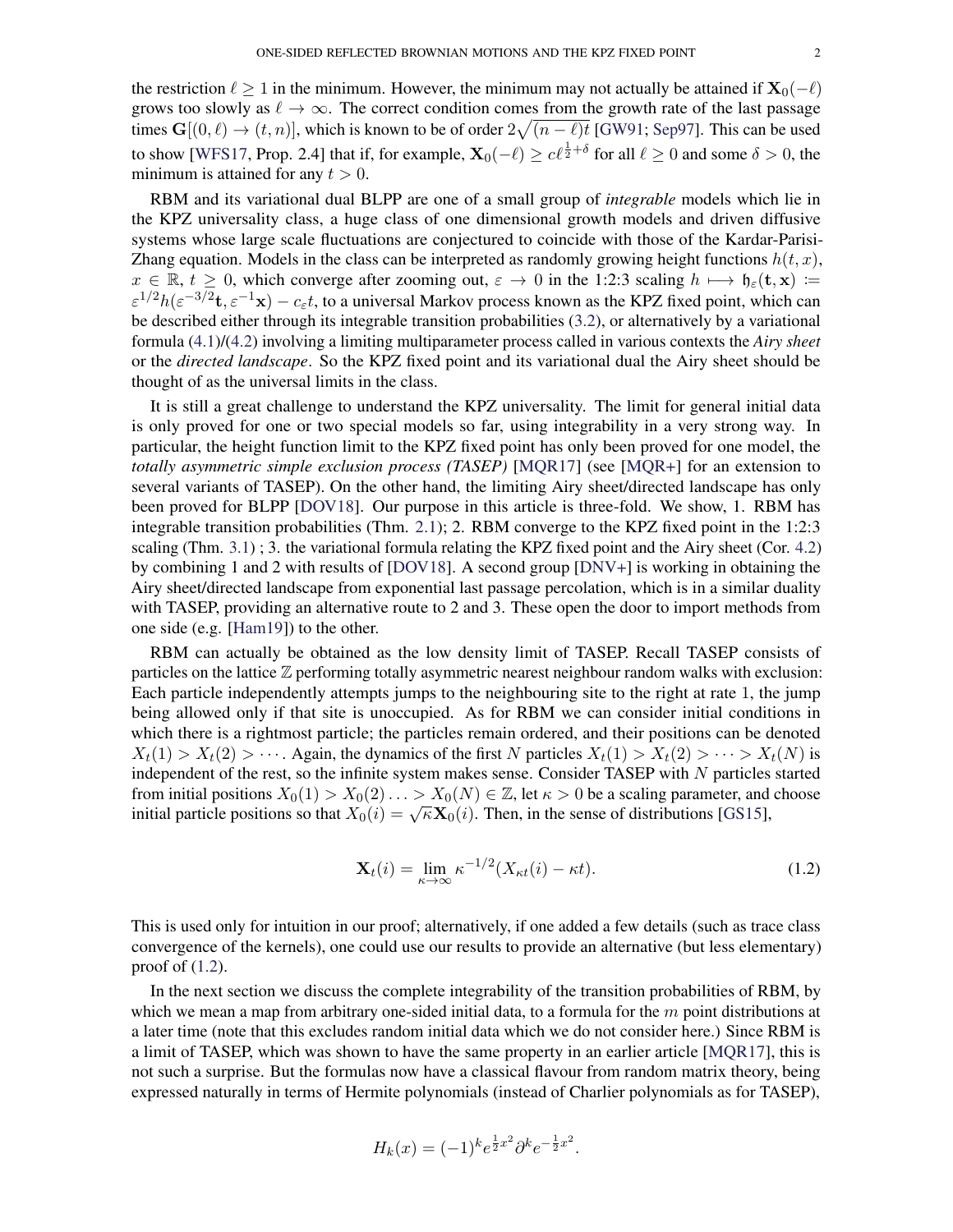the restriction $\ell \geq 1$ in the minimum. However, the minimum may not actually be attained if $\mathbf{X}_0(-\ell)$ grows too slowly as $\ell \to \infty$. The correct condition comes from the growth rate of the last passage times $\mathbf{G}[(0,\ell) \to (t,n)]$, which is known to be of order $2\sqrt{(n-\ell)t}$ [GW91; Sep97]. This can be used to show [WFS17, Prop. 2.4] that if, for example, $\mathbf{X}_0(-\ell) \geq c\ell^{\frac{1}{2}+\delta}$ for all $\ell \geq 0$ and some $\delta > 0$, the minimum is attained for any $t > 0$.

RBM and its variational dual BLPP are one of a small group of *integrable* models which lie in the KPZ universality class, a huge class of one dimensional growth models and driven diffusive systems whose large scale fluctuations are conjectured to coincide with those of the Kardar-Parisi-Zhang equation. Models in the class can be interpreted as randomly growing height functions $h(t,x)$, $x \in \mathbb{R}$, $t \geq 0$, which converge after zooming out, $\varepsilon \to 0$ in the 1:2:3 scaling $h \longmapsto \mathfrak{h}_\varepsilon(\mathbf{t},\mathbf{x}) := \varepsilon^{1/2}h(\varepsilon^{-3/2}\mathbf{t}, \varepsilon^{-1}\mathbf{x}) - c_\varepsilon t$, to a universal Markov process known as the KPZ fixed point, which can be described either through its integrable transition probabilities (3.2), or alternatively by a variational formula (4.1)/(4.2) involving a limiting multiparameter process called in various contexts the *Airy sheet* or the *directed landscape*. So the KPZ fixed point and its variational dual the Airy sheet should be thought of as the universal limits in the class.

It is still a great challenge to understand the KPZ universality. The limit for general initial data is only proved for one or two special models so far, using integrability in a very strong way. In particular, the height function limit to the KPZ fixed point has only been proved for one model, the *totally asymmetric simple exclusion process (TASEP)* [MQR17] (see [MQR+] for an extension to several variants of TASEP). On the other hand, the limiting Airy sheet/directed landscape has only been proved for BLPP [DOV18]. Our purpose in this article is three-fold. We show, 1. RBM has integrable transition probabilities (Thm. 2.1); 2. RBM converge to the KPZ fixed point in the 1:2:3 scaling (Thm. 3.1) ; 3. the variational formula relating the KPZ fixed point and the Airy sheet (Cor. 4.2) by combining 1 and 2 with results of [DOV18]. A second group [DNV+] is working in obtaining the Airy sheet/directed landscape from exponential last passage percolation, which is in a similar duality with TASEP, providing an alternative route to 2 and 3. These open the door to import methods from one side (e.g. [Ham19]) to the other.

RBM can actually be obtained as the low density limit of TASEP. Recall TASEP consists of particles on the lattice $\mathbb{Z}$ performing totally asymmetric nearest neighbour random walks with exclusion: Each particle independently attempts jumps to the neighbouring site to the right at rate 1, the jump being allowed only if that site is unoccupied. As for RBM we can consider initial conditions in which there is a rightmost particle; the particles remain ordered, and their positions can be denoted $X_t(1) > X_t(2) > \cdots$. Again, the dynamics of the first $N$ particles $X_t(1) > X_t(2) > \cdots > X_t(N)$ is independent of the rest, so the infinite system makes sense. Consider TASEP with $N$ particles started from initial positions $X_0(1) > X_0(2) \ldots > X_0(N) \in \mathbb{Z}$, let $\kappa > 0$ be a scaling parameter, and choose initial particle positions so that $X_0(i) = \sqrt{\kappa}\mathbf{X}_0(i)$. Then, in the sense of distributions [GS15],

$$\mathbf{X}_t(i) = \lim_{\kappa \to \infty} \kappa^{-1/2}(X_{\kappa t}(i) - \kappa t). \tag{1.2}$$

This is used only for intuition in our proof; alternatively, if one added a few details (such as trace class convergence of the kernels), one could use our results to provide an alternative (but less elementary) proof of (1.2).

In the next section we discuss the complete integrability of the transition probabilities of RBM, by which we mean a map from arbitrary one-sided initial data, to a formula for the $m$ point distributions at a later time (note that this excludes random initial data which we do not consider here.) Since RBM is a limit of TASEP, which was shown to have the same property in an earlier article [MQR17], this is not such a surprise. But the formulas now have a classical flavour from random matrix theory, being expressed naturally in terms of Hermite polynomials (instead of Charlier polynomials as for TASEP),

$$H_k(x) = (-1)^k e^{\frac{1}{2}x^2} \partial^k e^{-\frac{1}{2}x^2}.$$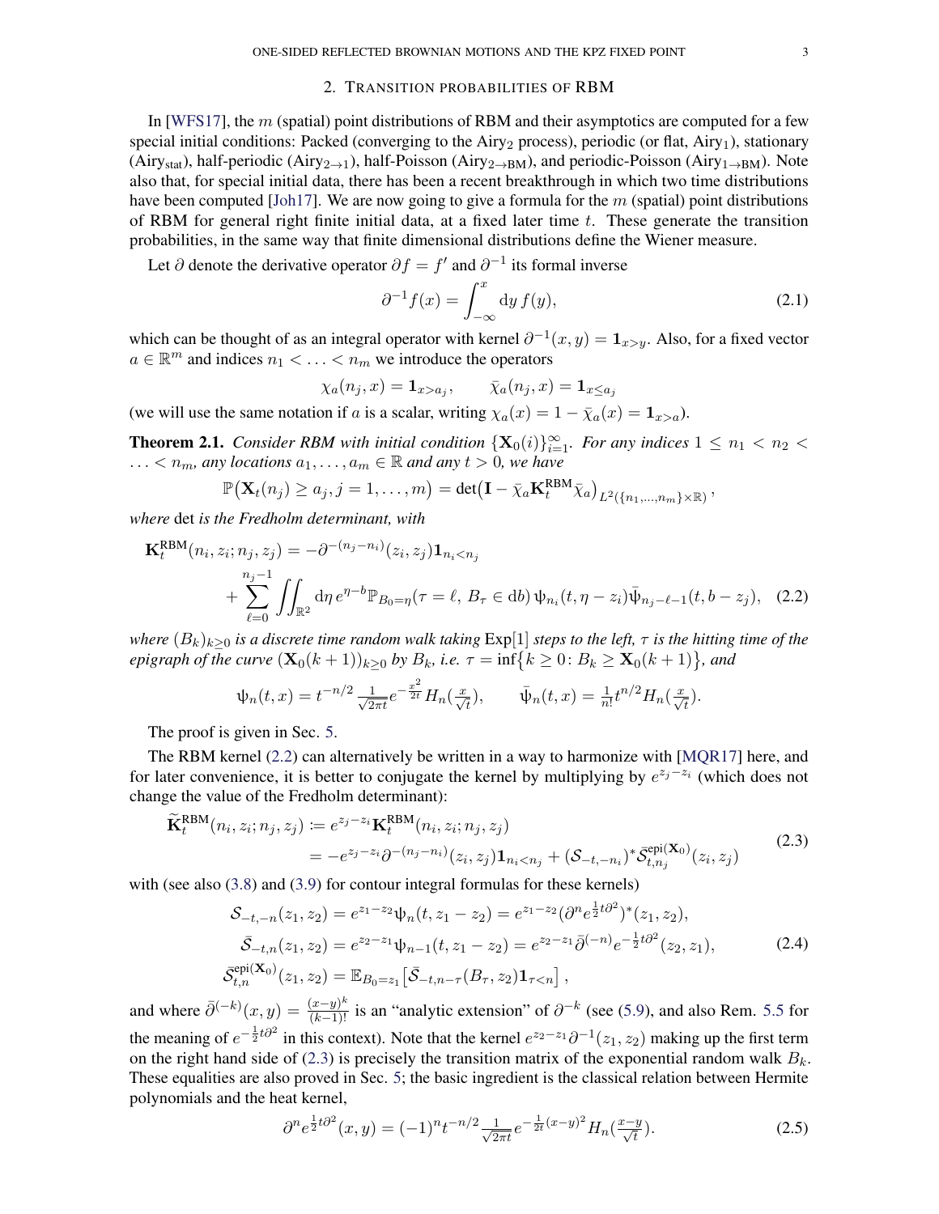## 2. Transition probabilities of RBM

In [WFS17], the $m$ (spatial) point distributions of RBM and their asymptotics are computed for a few special initial conditions: Packed (converging to the $\text{Airy}_2$ process), periodic (or flat, $\text{Airy}_1$), stationary ($\text{Airy}_{\text{stat}}$), half-periodic ($\text{Airy}_{2\to 1}$), half-Poisson ($\text{Airy}_{2\to\text{BM}}$), and periodic-Poisson ($\text{Airy}_{1\to\text{BM}}$). Note also that, for special initial data, there has been a recent breakthrough in which two time distributions have been computed [Joh17]. We are now going to give a formula for the $m$ (spatial) point distributions of RBM for general right finite initial data, at a fixed later time $t$. These generate the transition probabilities, in the same way that finite dimensional distributions define the Wiener measure.

Let $\partial$ denote the derivative operator $\partial f = f'$ and $\partial^{-1}$ its formal inverse

$$\partial^{-1} f(x) = \int_{-\infty}^{x} \mathrm{d}y\, f(y), \tag{2.1}$$

which can be thought of as an integral operator with kernel $\partial^{-1}(x,y) = \mathbf{1}_{x>y}$. Also, for a fixed vector $a \in \mathbb{R}^m$ and indices $n_1 < \ldots < n_m$ we introduce the operators

$$\chi_a(n_j, x) = \mathbf{1}_{x > a_j}, \qquad \bar{\chi}_a(n_j, x) = \mathbf{1}_{x \le a_j}$$

(we will use the same notation if $a$ is a scalar, writing $\chi_a(x) = 1 - \bar{\chi}_a(x) = \mathbf{1}_{x>a}$).

**Theorem 2.1.** *Consider RBM with initial condition $\{\mathbf{X}_0(i)\}_{i=1}^{\infty}$. For any indices $1 \le n_1 < n_2 < \ldots < n_m$, any locations $a_1, \ldots, a_m \in \mathbb{R}$ and any $t > 0$, we have*

$$\mathbb{P}\big(\mathbf{X}_t(n_j) \ge a_j, j = 1, \ldots, m\big) = \det\big(\mathbf{I} - \bar{\chi}_a \mathbf{K}_t^{\text{RBM}} \bar{\chi}_a\big)_{L^2(\{n_1,\ldots,n_m\}\times\mathbb{R})},$$

*where* det *is the Fredholm determinant, with*

$$\begin{aligned}\mathbf{K}_t^{\text{RBM}}(n_i, z_i; n_j, z_j) &= -\partial^{-(n_j - n_i)}(z_i, z_j)\mathbf{1}_{n_i < n_j} \\ &\quad + \sum_{\ell=0}^{n_j - 1} \iint_{\mathbb{R}^2} \mathrm{d}\eta\, e^{\eta - b}\, \mathbb{P}_{B_0 = \eta}(\tau = \ell,\, B_\tau \in \mathrm{d}b)\, \psi_{n_i}(t, \eta - z_i) \bar{\psi}_{n_j - \ell - 1}(t, b - z_j),\end{aligned} \tag{2.2}$$

*where $(B_k)_{k\ge 0}$ is a discrete time random walk taking* $\text{Exp}[1]$ *steps to the left, $\tau$ is the hitting time of the epigraph of the curve $(\mathbf{X}_0(k+1))_{k\ge 0}$ by $B_k$, i.e. $\tau = \inf\{k \ge 0\colon B_k \ge \mathbf{X}_0(k+1)\}$, and*

$$\psi_n(t,x) = t^{-n/2} \tfrac{1}{\sqrt{2\pi t}} e^{-\frac{x^2}{2t}} H_n(\tfrac{x}{\sqrt{t}}), \qquad \bar{\psi}_n(t,x) = \tfrac{1}{n!} t^{n/2} H_n(\tfrac{x}{\sqrt{t}}).$$

The proof is given in Sec. 5.

The RBM kernel (2.2) can alternatively be written in a way to harmonize with [MQR17] here, and for later convenience, it is better to conjugate the kernel by multiplying by $e^{z_j - z_i}$ (which does not change the value of the Fredholm determinant):

$$\begin{aligned}\widetilde{\mathbf{K}}_t^{\text{RBM}}(n_i, z_i; n_j, z_j) &:= e^{z_j - z_i} \mathbf{K}_t^{\text{RBM}}(n_i, z_i; n_j, z_j) \\ &= -e^{z_j - z_i} \partial^{-(n_j - n_i)}(z_i, z_j) \mathbf{1}_{n_i < n_j} + (\mathcal{S}_{-t,-n_i})^* \bar{\mathcal{S}}_{t,n_j}^{\text{epi}(\mathbf{X}_0)}(z_i, z_j)\end{aligned} \tag{2.3}$$

with (see also (3.8) and (3.9) for contour integral formulas for these kernels)

$$\begin{aligned}\mathcal{S}_{-t,-n}(z_1, z_2) &= e^{z_1 - z_2} \psi_n(t, z_1 - z_2) = e^{z_1 - z_2} (\partial^n e^{\frac{1}{2}t\partial^2})^*(z_1, z_2), \\ \bar{\mathcal{S}}_{-t,n}(z_1, z_2) &= e^{z_2 - z_1} \psi_{n-1}(t, z_1 - z_2) = e^{z_2 - z_1} \bar{\partial}^{(-n)} e^{-\frac{1}{2}t\partial^2}(z_2, z_1), \\ \bar{\mathcal{S}}_{t,n}^{\text{epi}(\mathbf{X}_0)}(z_1, z_2) &= \mathbb{E}_{B_0 = z_1}\big[\bar{\mathcal{S}}_{-t, n-\tau}(B_\tau, z_2) \mathbf{1}_{\tau < n}\big],\end{aligned} \tag{2.4}$$

and where $\bar{\partial}^{(-k)}(x,y) = \frac{(x-y)^k}{(k-1)!}$ is an "analytic extension" of $\partial^{-k}$ (see (5.9), and also Rem. 5.5 for the meaning of $e^{-\frac{1}{2}t\partial^2}$ in this context). Note that the kernel $e^{z_2 - z_1}\partial^{-1}(z_1, z_2)$ making up the first term on the right hand side of (2.3) is precisely the transition matrix of the exponential random walk $B_k$. These equalities are also proved in Sec. 5; the basic ingredient is the classical relation between Hermite polynomials and the heat kernel,

$$\partial^n e^{\frac{1}{2}t\partial^2}(x,y) = (-1)^n t^{-n/2} \tfrac{1}{\sqrt{2\pi t}} e^{-\frac{1}{2t}(x-y)^2} H_n(\tfrac{x-y}{\sqrt{t}}). \tag{2.5}$$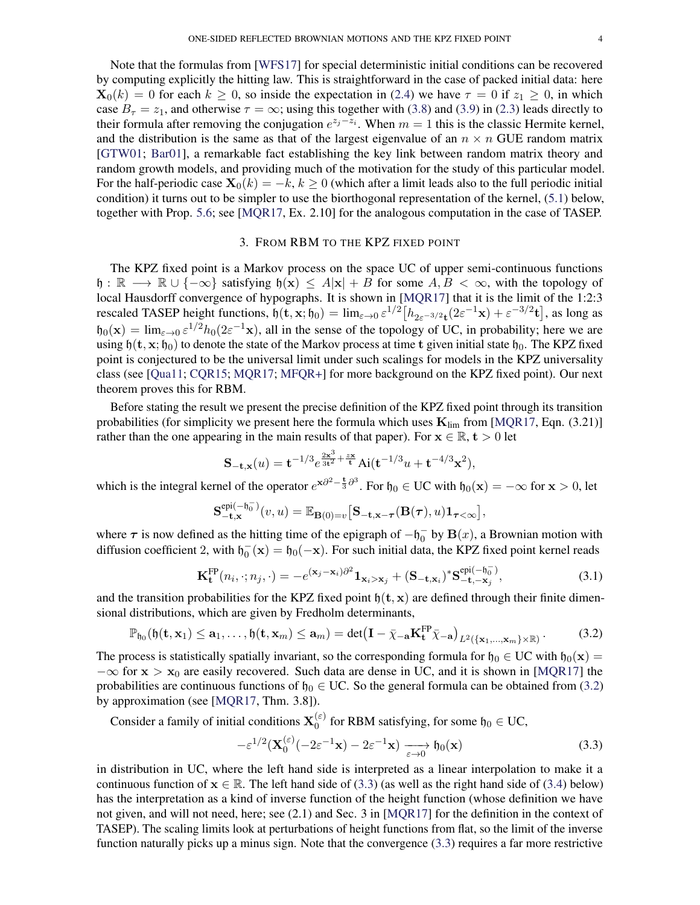Note that the formulas from [WFS17] for special deterministic initial conditions can be recovered by computing explicitly the hitting law. This is straightforward in the case of packed initial data: here $\mathbf{X}_0(k) = 0$ for each $k \geq 0$, so inside the expectation in (2.4) we have $\tau = 0$ if $z_1 \geq 0$, in which case $B_\tau = z_1$, and otherwise $\tau = \infty$; using this together with (3.8) and (3.9) in (2.3) leads directly to their formula after removing the conjugation $e^{z_j - z_i}$. When $m = 1$ this is the classic Hermite kernel, and the distribution is the same as that of the largest eigenvalue of an $n \times n$ GUE random matrix [GTW01; Bar01], a remarkable fact establishing the key link between random matrix theory and random growth models, and providing much of the motivation for the study of this particular model. For the half-periodic case $\mathbf{X}_0(k) = -k$, $k \geq 0$ (which after a limit leads also to the full periodic initial condition) it turns out to be simpler to use the biorthogonal representation of the kernel, (5.1) below, together with Prop. 5.6; see [MQR17, Ex. 2.10] for the analogous computation in the case of TASEP.

## 3. From RBM to the KPZ fixed point

The KPZ fixed point is a Markov process on the space UC of upper semi-continuous functions $\mathfrak{h} : \mathbb{R} \longrightarrow \mathbb{R} \cup \{-\infty\}$ satisfying $\mathfrak{h}(\mathbf{x}) \leq A|\mathbf{x}| + B$ for some $A, B < \infty$, with the topology of local Hausdorff convergence of hypographs. It is shown in [MQR17] that it is the limit of the 1:2:3 rescaled TASEP height functions, $\mathfrak{h}(\mathbf{t}, \mathbf{x}; \mathfrak{h}_0) = \lim_{\varepsilon \to 0} \varepsilon^{1/2}\big[h_{2\varepsilon^{-3/2}\mathbf{t}}(2\varepsilon^{-1}\mathbf{x}) + \varepsilon^{-3/2}\mathbf{t}\big]$, as long as $\mathfrak{h}_0(\mathbf{x}) = \lim_{\varepsilon \to 0} \varepsilon^{1/2} h_0(2\varepsilon^{-1}\mathbf{x})$, all in the sense of the topology of UC, in probability; here we are using $\mathfrak{h}(\mathbf{t}, \mathbf{x}; \mathfrak{h}_0)$ to denote the state of the Markov process at time $\mathbf{t}$ given initial state $\mathfrak{h}_0$. The KPZ fixed point is conjectured to be the universal limit under such scalings for models in the KPZ universality class (see [Qua11; CQR15; MQR17; MFQR+] for more background on the KPZ fixed point). Our next theorem proves this for RBM.

Before stating the result we present the precise definition of the KPZ fixed point through its transition probabilities (for simplicity we present here the formula which uses $\mathbf{K}_{\mathrm{lim}}$ from [MQR17, Eqn. (3.21)] rather than the one appearing in the main results of that paper). For $\mathbf{x} \in \mathbb{R}$, $\mathbf{t} > 0$ let

$$\mathbf{S}_{-\mathbf{t},\mathbf{x}}(u) = \mathbf{t}^{-1/3} e^{\frac{2\mathbf{x}^3}{3\mathbf{t}^2} + \frac{z\mathbf{x}}{\mathbf{t}}} \operatorname{Ai}(\mathbf{t}^{-1/3}u + \mathbf{t}^{-4/3}\mathbf{x}^2),$$

which is the integral kernel of the operator $e^{\mathbf{x}\partial^2 - \frac{\mathbf{t}}{3}\partial^3}$. For $\mathfrak{h}_0 \in \mathrm{UC}$ with $\mathfrak{h}_0(\mathbf{x}) = -\infty$ for $\mathbf{x} > 0$, let

$$\mathbf{S}^{\mathrm{epi}(-\mathfrak{h}_0^-)}_{-\mathbf{t},\mathbf{x}}(v, u) = \mathbb{E}_{\mathbf{B}(0)=v}\big[\mathbf{S}_{-\mathbf{t},\mathbf{x}-\boldsymbol{\tau}}(\mathbf{B}(\boldsymbol{\tau}), u)\mathbf{1}_{\boldsymbol{\tau}<\infty}\big],$$

where $\boldsymbol{\tau}$ is now defined as the hitting time of the epigraph of $-\mathfrak{h}_0^-$ by $\mathbf{B}(x)$, a Brownian motion with diffusion coefficient 2, with $\mathfrak{h}_0^-(\mathbf{x}) = \mathfrak{h}_0(-\mathbf{x})$. For such initial data, the KPZ fixed point kernel reads

$$\mathbf{K}^{\mathrm{FP}}_{\mathbf{t}}(n_i, \cdot; n_j, \cdot) = -e^{(\mathbf{x}_j - \mathbf{x}_i)\partial^2}\mathbf{1}_{\mathbf{x}_i > \mathbf{x}_j} + (\mathbf{S}_{-\mathbf{t},\mathbf{x}_i})^* \mathbf{S}^{\mathrm{epi}(-\mathfrak{h}_0^-)}_{-\mathbf{t},-\mathbf{x}_j}, \tag{3.1}$$

and the transition probabilities for the KPZ fixed point $\mathfrak{h}(\mathbf{t}, \mathbf{x})$ are defined through their finite dimensional distributions, which are given by Fredholm determinants,

$$\mathbb{P}_{\mathfrak{h}_0}(\mathfrak{h}(\mathbf{t}, \mathbf{x}_1) \leq \mathbf{a}_1, \ldots, \mathfrak{h}(\mathbf{t}, \mathbf{x}_m) \leq \mathbf{a}_m) = \det\big(\mathbf{I} - \bar{\chi}_{-\mathbf{a}}\mathbf{K}^{\mathrm{FP}}_{\mathbf{t}}\bar{\chi}_{-\mathbf{a}}\big)_{L^2(\{\mathbf{x}_1,\ldots,\mathbf{x}_m\}\times\mathbb{R})}. \tag{3.2}$$

The process is statistically spatially invariant, so the corresponding formula for $\mathfrak{h}_0 \in \mathrm{UC}$ with $\mathfrak{h}_0(\mathbf{x}) = -\infty$ for $\mathbf{x} > \mathbf{x}_0$ are easily recovered. Such data are dense in UC, and it is shown in [MQR17] the probabilities are continuous functions of $\mathfrak{h}_0 \in \mathrm{UC}$. So the general formula can be obtained from (3.2) by approximation (see [MQR17, Thm. 3.8]).

Consider a family of initial conditions $\mathbf{X}_0^{(\varepsilon)}$ for RBM satisfying, for some $\mathfrak{h}_0 \in \mathrm{UC}$,

$$-\varepsilon^{1/2}(\mathbf{X}_0^{(\varepsilon)}(-2\varepsilon^{-1}\mathbf{x}) - 2\varepsilon^{-1}\mathbf{x}) \xrightarrow[\varepsilon \to 0]{} \mathfrak{h}_0(\mathbf{x}) \tag{3.3}$$

in distribution in UC, where the left hand side is interpreted as a linear interpolation to make it a continuous function of $\mathbf{x} \in \mathbb{R}$. The left hand side of (3.3) (as well as the right hand side of (3.4) below) has the interpretation as a kind of inverse function of the height function (whose definition we have not given, and will not need, here; see (2.1) and Sec. 3 in [MQR17] for the definition in the context of TASEP). The scaling limits look at perturbations of height functions from flat, so the limit of the inverse function naturally picks up a minus sign. Note that the convergence (3.3) requires a far more restrictive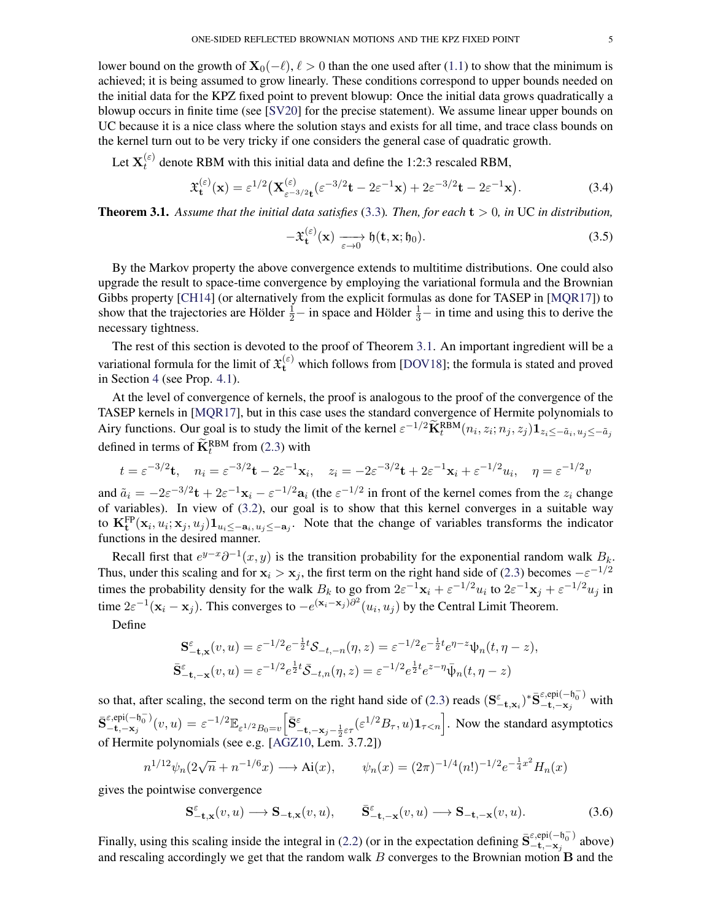lower bound on the growth of $\mathbf{X}_0(-\ell)$, $\ell > 0$ than the one used after (1.1) to show that the minimum is achieved; it is being assumed to grow linearly. These conditions correspond to upper bounds needed on the initial data for the KPZ fixed point to prevent blowup: Once the initial data grows quadratically a blowup occurs in finite time (see [SV20] for the precise statement). We assume linear upper bounds on UC because it is a nice class where the solution stays and exists for all time, and trace class bounds on the kernel turn out to be very tricky if one considers the general case of quadratic growth.

Let $\mathbf{X}_t^{(\varepsilon)}$ denote RBM with this initial data and define the 1:2:3 rescaled RBM,

$$\mathfrak{X}_{\mathbf{t}}^{(\varepsilon)}(\mathbf{x}) = \varepsilon^{1/2}\big(\mathbf{X}^{(\varepsilon)}_{\varepsilon^{-3/2}\mathbf{t}}(\varepsilon^{-3/2}\mathbf{t} - 2\varepsilon^{-1}\mathbf{x}) + 2\varepsilon^{-3/2}\mathbf{t} - 2\varepsilon^{-1}\mathbf{x}\big). \tag{3.4}$$

**Theorem 3.1.** *Assume that the initial data satisfies (3.3). Then, for each $\mathbf{t} > 0$, in* UC *in distribution,*

$$-\mathfrak{X}_{\mathbf{t}}^{(\varepsilon)}(\mathbf{x}) \xrightarrow[\varepsilon\to 0]{} \mathfrak{h}(\mathbf{t}, \mathbf{x}; \mathfrak{h}_0). \tag{3.5}$$

By the Markov property the above convergence extends to multitime distributions. One could also upgrade the result to space-time convergence by employing the variational formula and the Brownian Gibbs property [CH14] (or alternatively from the explicit formulas as done for TASEP in [MQR17]) to show that the trajectories are Hölder $\frac{1}{2}-$ in space and Hölder $\frac{1}{3}-$ in time and using this to derive the necessary tightness.

The rest of this section is devoted to the proof of Theorem 3.1. An important ingredient will be a variational formula for the limit of $\mathfrak{X}_{\mathbf{t}}^{(\varepsilon)}$ which follows from [DOV18]; the formula is stated and proved in Section 4 (see Prop. 4.1).

At the level of convergence of kernels, the proof is analogous to the proof of the convergence of the TASEP kernels in [MQR17], but in this case uses the standard convergence of Hermite polynomials to Airy functions. Our goal is to study the limit of the kernel $\varepsilon^{-1/2}\widetilde{\mathbf{K}}_t^{\mathrm{RBM}}(n_i, z_i; n_j, z_j)\mathbf{1}_{z_i \le -\tilde{a}_i,\, u_j \le -\tilde{a}_j}$ defined in terms of $\widetilde{\mathbf{K}}_t^{\mathrm{RBM}}$ from (2.3) with

$$t = \varepsilon^{-3/2}\mathbf{t}, \quad n_i = \varepsilon^{-3/2}\mathbf{t} - 2\varepsilon^{-1}\mathbf{x}_i, \quad z_i = -2\varepsilon^{-3/2}\mathbf{t} + 2\varepsilon^{-1}\mathbf{x}_i + \varepsilon^{-1/2}u_i, \quad \eta = \varepsilon^{-1/2}v$$

and $\tilde{a}_i = -2\varepsilon^{-3/2}\mathbf{t} + 2\varepsilon^{-1}\mathbf{x}_i - \varepsilon^{-1/2}\mathbf{a}_i$ (the $\varepsilon^{-1/2}$ in front of the kernel comes from the $z_i$ change of variables). In view of (3.2), our goal is to show that this kernel converges in a suitable way to $\mathbf{K}^{\mathrm{FP}}_{\mathbf{t}}(\mathbf{x}_i, u_i; \mathbf{x}_j, u_j)\mathbf{1}_{u_i \le -\mathbf{a}_i,\, u_j \le -\mathbf{a}_j}$. Note that the change of variables transforms the indicator functions in the desired manner.

Recall first that $e^{y-x}\partial^{-1}(x, y)$ is the transition probability for the exponential random walk $B_k$. Thus, under this scaling and for $\mathbf{x}_i > \mathbf{x}_j$, the first term on the right hand side of (2.3) becomes $-\varepsilon^{-1/2}$ times the probability density for the walk $B_k$ to go from $2\varepsilon^{-1}\mathbf{x}_i + \varepsilon^{-1/2}u_i$ to $2\varepsilon^{-1}\mathbf{x}_j + \varepsilon^{-1/2}u_j$ in time $2\varepsilon^{-1}(\mathbf{x}_i - \mathbf{x}_j)$. This converges to $-e^{(\mathbf{x}_i - \mathbf{x}_j)\partial^2}(u_i, u_j)$ by the Central Limit Theorem.

Define

$$\begin{aligned}
\mathbf{S}^{\varepsilon}_{-\mathbf{t},\mathbf{x}}(v, u) &= \varepsilon^{-1/2}e^{-\frac{1}{2}t}\mathcal{S}_{-t,-n}(\eta, z) = \varepsilon^{-1/2}e^{-\frac{1}{2}t}e^{\eta - z}\psi_n(t, \eta - z),\\
\bar{\mathbf{S}}^{\varepsilon}_{-\mathbf{t},-\mathbf{x}}(v, u) &= \varepsilon^{-1/2}e^{\frac{1}{2}t}\bar{\mathcal{S}}_{-t,n}(\eta, z) = \varepsilon^{-1/2}e^{\frac{1}{2}t}e^{z-\eta}\bar{\psi}_n(t, \eta - z)
\end{aligned}$$

so that, after scaling, the second term on the right hand side of (2.3) reads $(\mathbf{S}^{\varepsilon}_{-\mathbf{t},\mathbf{x}_i})^*\bar{\mathbf{S}}^{\varepsilon,\mathrm{epi}(-\mathfrak{h}_0^-)}_{-\mathbf{t},-\mathbf{x}_j}$ with $\bar{\mathbf{S}}^{\varepsilon,\mathrm{epi}(-\mathfrak{h}_0^-)}_{-\mathbf{t},-\mathbf{x}_j}(v, u) = \varepsilon^{-1/2}\mathbb{E}_{\varepsilon^{1/2}B_0 = v}\Big[\bar{\mathbf{S}}^{\varepsilon}_{-\mathbf{t},-\mathbf{x}_j - \frac{1}{2}\varepsilon\tau}(\varepsilon^{1/2}B_\tau, u)\mathbf{1}_{\tau < n}\Big]$. Now the standard asymptotics of Hermite polynomials (see e.g. [AGZ10, Lem. 3.7.2])

$$n^{1/12}\psi_n(2\sqrt{n} + n^{-1/6}x) \longrightarrow \mathrm{Ai}(x), \qquad \psi_n(x) = (2\pi)^{-1/4}(n!)^{-1/2}e^{-\frac{1}{4}x^2}H_n(x)$$

gives the pointwise convergence

$$\mathbf{S}^{\varepsilon}_{-\mathbf{t},\mathbf{x}}(v, u) \longrightarrow \mathbf{S}_{-\mathbf{t},\mathbf{x}}(v, u), \qquad \bar{\mathbf{S}}^{\varepsilon}_{-\mathbf{t},-\mathbf{x}}(v, u) \longrightarrow \mathbf{S}_{-\mathbf{t},-\mathbf{x}}(v, u). \tag{3.6}$$

Finally, using this scaling inside the integral in (2.2) (or in the expectation defining $\bar{\mathbf{S}}^{\varepsilon,\mathrm{epi}(-\mathfrak{h}_0^-)}_{-\mathbf{t},-\mathbf{x}_j}$ above) and rescaling accordingly we get that the random walk $B$ converges to the Brownian motion $\mathbf{B}$ and the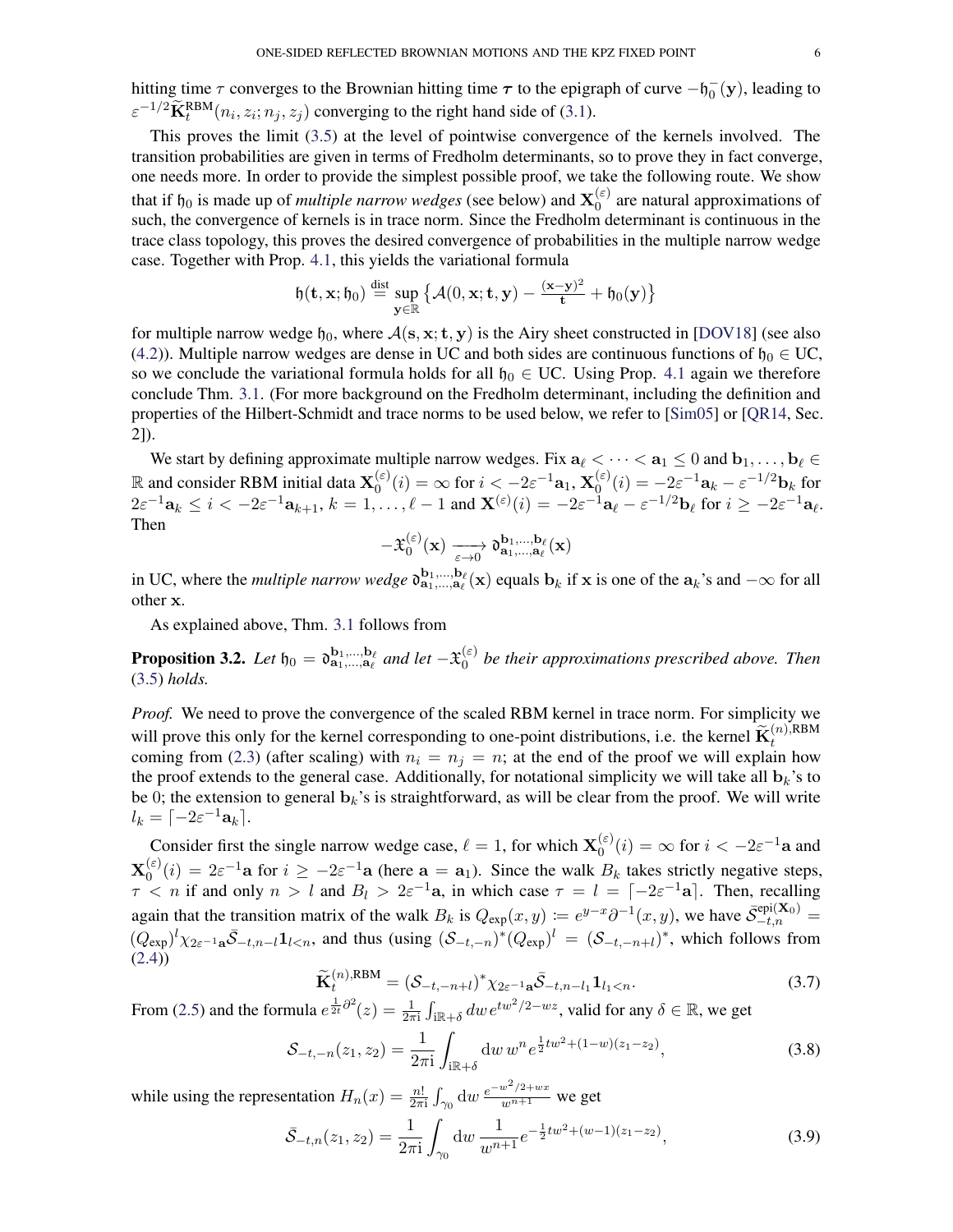hitting time $\tau$ converges to the Brownian hitting time $\boldsymbol{\tau}$ to the epigraph of curve $-\mathfrak{h}_0^-(\mathbf{y})$, leading to $\varepsilon^{-1/2}\widetilde{\mathbf{K}}_t^{\mathrm{RBM}}(n_i, z_i; n_j, z_j)$ converging to the right hand side of (3.1).

This proves the limit (3.5) at the level of pointwise convergence of the kernels involved. The transition probabilities are given in terms of Fredholm determinants, so to prove they in fact converge, one needs more. In order to provide the simplest possible proof, we take the following route. We show that if $\mathfrak{h}_0$ is made up of *multiple narrow wedges* (see below) and $\mathbf{X}_0^{(\varepsilon)}$ are natural approximations of such, the convergence of kernels is in trace norm. Since the Fredholm determinant is continuous in the trace class topology, this proves the desired convergence of probabilities in the multiple narrow wedge case. Together with Prop. 4.1, this yields the variational formula

$$\mathfrak{h}(\mathbf{t}, \mathbf{x}; \mathfrak{h}_0) \overset{\text{dist}}{=} \sup_{\mathbf{y}\in\mathbb{R}} \left\{ \mathcal{A}(0, \mathbf{x}; \mathbf{t}, \mathbf{y}) - \tfrac{(\mathbf{x}-\mathbf{y})^2}{\mathbf{t}} + \mathfrak{h}_0(\mathbf{y}) \right\}$$

for multiple narrow wedge $\mathfrak{h}_0$, where $\mathcal{A}(\mathbf{s}, \mathbf{x}; \mathbf{t}, \mathbf{y})$ is the Airy sheet constructed in [DOV18] (see also (4.2)). Multiple narrow wedges are dense in UC and both sides are continuous functions of $\mathfrak{h}_0 \in \mathrm{UC}$, so we conclude the variational formula holds for all $\mathfrak{h}_0 \in \mathrm{UC}$. Using Prop. 4.1 again we therefore conclude Thm. 3.1. (For more background on the Fredholm determinant, including the definition and properties of the Hilbert-Schmidt and trace norms to be used below, we refer to [Sim05] or [QR14, Sec. 2]).

We start by defining approximate multiple narrow wedges. Fix $\mathbf{a}_\ell < \cdots < \mathbf{a}_1 \leq 0$ and $\mathbf{b}_1, \ldots, \mathbf{b}_\ell \in \mathbb{R}$ and consider RBM initial data $\mathbf{X}_0^{(\varepsilon)}(i) = \infty$ for $i < -2\varepsilon^{-1}\mathbf{a}_1$, $\mathbf{X}_0^{(\varepsilon)}(i) = -2\varepsilon^{-1}\mathbf{a}_k - \varepsilon^{-1/2}\mathbf{b}_k$ for $2\varepsilon^{-1}\mathbf{a}_k \leq i < -2\varepsilon^{-1}\mathbf{a}_{k+1}$, $k = 1, \ldots, \ell - 1$ and $\mathbf{X}^{(\varepsilon)}(i) = -2\varepsilon^{-1}\mathbf{a}_\ell - \varepsilon^{-1/2}\mathbf{b}_\ell$ for $i \geq -2\varepsilon^{-1}\mathbf{a}_\ell$. Then

$$-\mathfrak{X}_0^{(\varepsilon)}(\mathbf{x}) \xrightarrow[\varepsilon\to 0]{} \mathfrak{d}_{\mathbf{a}_1,\ldots,\mathbf{a}_\ell}^{\mathbf{b}_1,\ldots,\mathbf{b}_\ell}(\mathbf{x})$$

in UC, where the *multiple narrow wedge* $\mathfrak{d}_{\mathbf{a}_1,\ldots,\mathbf{a}_\ell}^{\mathbf{b}_1,\ldots,\mathbf{b}_\ell}(\mathbf{x})$ equals $\mathbf{b}_k$ if $\mathbf{x}$ is one of the $\mathbf{a}_k$'s and $-\infty$ for all other $\mathbf{x}$.

As explained above, Thm. 3.1 follows from

**Proposition 3.2.** *Let $\mathfrak{h}_0 = \mathfrak{d}_{\mathbf{a}_1,\ldots,\mathbf{a}_\ell}^{\mathbf{b}_1,\ldots,\mathbf{b}_\ell}$ and let $-\mathfrak{X}_0^{(\varepsilon)}$ be their approximations prescribed above. Then* (3.5) *holds.*

*Proof.* We need to prove the convergence of the scaled RBM kernel in trace norm. For simplicity we will prove this only for the kernel corresponding to one-point distributions, i.e. the kernel $\widetilde{\mathbf{K}}_t^{(n),\mathrm{RBM}}$ coming from (2.3) (after scaling) with $n_i = n_j = n$; at the end of the proof we will explain how the proof extends to the general case. Additionally, for notational simplicity we will take all $\mathbf{b}_k$'s to be 0; the extension to general $\mathbf{b}_k$'s is straightforward, as will be clear from the proof. We will write $l_k = \lceil -2\varepsilon^{-1}\mathbf{a}_k \rceil$.

Consider first the single narrow wedge case, $\ell = 1$, for which $\mathbf{X}_0^{(\varepsilon)}(i) = \infty$ for $i < -2\varepsilon^{-1}\mathbf{a}$ and $\mathbf{X}_0^{(\varepsilon)}(i) = 2\varepsilon^{-1}\mathbf{a}$ for $i \geq -2\varepsilon^{-1}\mathbf{a}$ (here $\mathbf{a} = \mathbf{a}_1$). Since the walk $B_k$ takes strictly negative steps, $\tau < n$ if and only $n > l$ and $B_l > 2\varepsilon^{-1}\mathbf{a}$, in which case $\tau = l = \lceil -2\varepsilon^{-1}\mathbf{a} \rceil$. Then, recalling again that the transition matrix of the walk $B_k$ is $Q_{\exp}(x, y) := e^{y-x}\partial^{-1}(x, y)$, we have $\bar{\mathcal{S}}_{-t,n}^{\mathrm{epi}(\mathbf{X}_0)} = (Q_{\exp})^l \chi_{2\varepsilon^{-1}\mathbf{a}} \bar{\mathcal{S}}_{-t,n-l} \mathbf{1}_{l<n}$, and thus (using $(\mathcal{S}_{-t,-n})^*(Q_{\exp})^l = (\mathcal{S}_{-t,-n+l})^*$, which follows from (2.4))

$$\widetilde{\mathbf{K}}_t^{(n),\mathrm{RBM}} = (\mathcal{S}_{-t,-n+l})^* \chi_{2\varepsilon^{-1}\mathbf{a}} \bar{\mathcal{S}}_{-t,n-l} \mathbf{1}_{l<n}. \tag{3.7}$$

From (2.5) and the formula $e^{\frac{1}{2t}\partial^2}(z) = \frac{1}{2\pi\mathrm{i}}\int_{\mathrm{i}\mathbb{R}+\delta} dw\, e^{tw^2/2 - wz}$, valid for any $\delta \in \mathbb{R}$, we get

$$\mathcal{S}_{-t,-n}(z_1, z_2) = \frac{1}{2\pi\mathrm{i}} \int_{\mathrm{i}\mathbb{R}+\delta} \mathrm{d}w\, w^n e^{\frac{1}{2}tw^2 + (1-w)(z_1 - z_2)}, \tag{3.8}$$

while using the representation $H_n(x) = \frac{n!}{2\pi\mathrm{i}}\int_{\gamma_0} \mathrm{d}w\, \frac{e^{-w^2/2 + wx}}{w^{n+1}}$ we get

$$\bar{\mathcal{S}}_{-t,n}(z_1, z_2) = \frac{1}{2\pi\mathrm{i}} \int_{\gamma_0} \mathrm{d}w\, \frac{1}{w^{n+1}} e^{-\frac{1}{2}tw^2 + (w-1)(z_1 - z_2)}, \tag{3.9}$$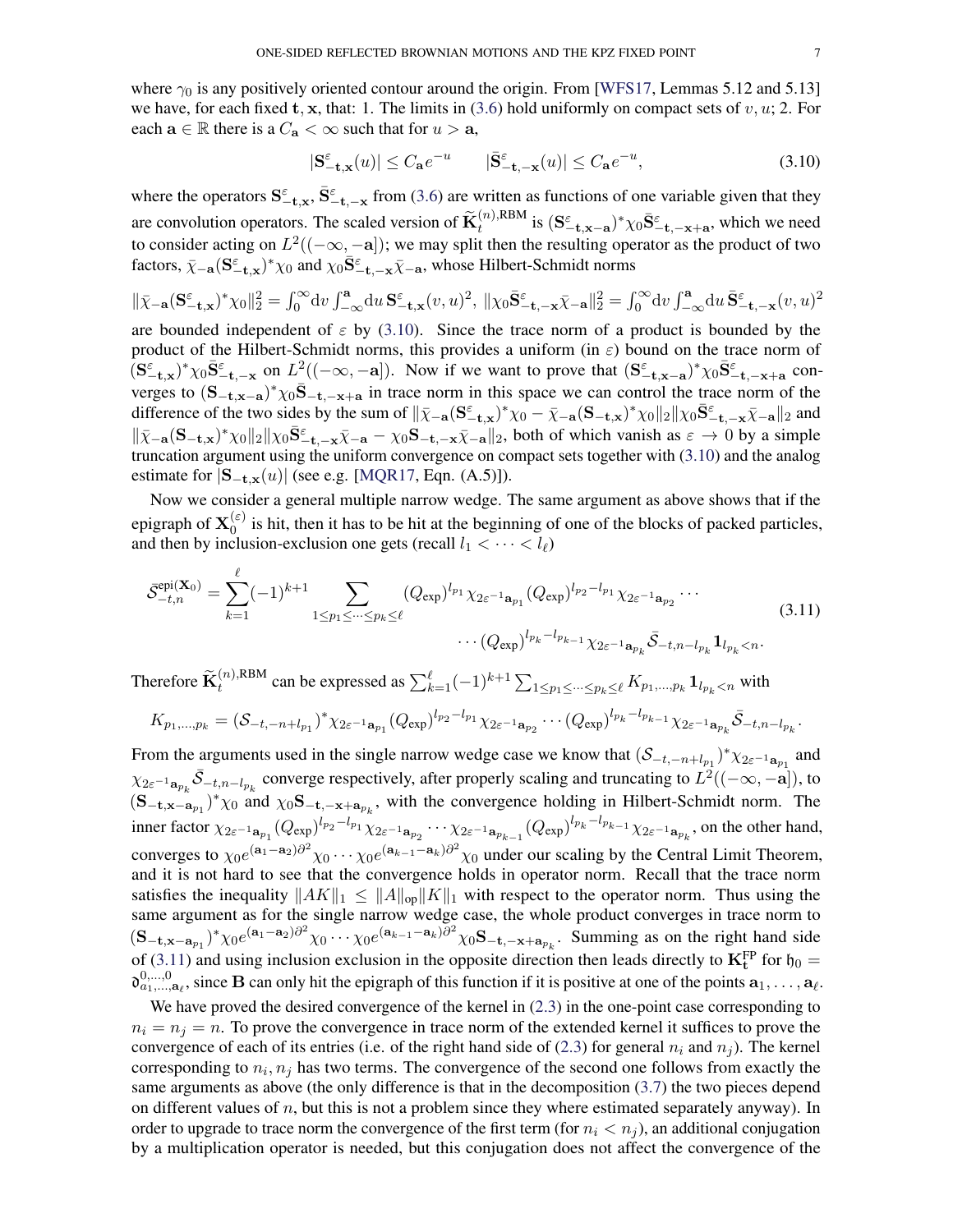where $\gamma_0$ is any positively oriented contour around the origin. From [WFS17, Lemmas 5.12 and 5.13] we have, for each fixed $\mathbf{t}, \mathbf{x}$, that: 1. The limits in (3.6) hold uniformly on compact sets of $v, u$; 2. For each $\mathbf{a} \in \mathbb{R}$ there is a $C_{\mathbf{a}} < \infty$ such that for $u > \mathbf{a}$,

$$|\mathbf{S}^{\varepsilon}_{-\mathbf{t},\mathbf{x}}(u)| \leq C_{\mathbf{a}} e^{-u} \qquad |\bar{\mathbf{S}}^{\varepsilon}_{-\mathbf{t},-\mathbf{x}}(u)| \leq C_{\mathbf{a}} e^{-u}, \tag{3.10}$$

where the operators $\mathbf{S}^{\varepsilon}_{-\mathbf{t},\mathbf{x}}$, $\bar{\mathbf{S}}^{\varepsilon}_{-\mathbf{t},-\mathbf{x}}$ from (3.6) are written as functions of one variable given that they are convolution operators. The scaled version of $\widetilde{\mathbf{K}}^{(n),\mathrm{RBM}}_t$ is $(\mathbf{S}^{\varepsilon}_{-\mathbf{t},\mathbf{x}-\mathbf{a}})^* \chi_0 \bar{\mathbf{S}}^{\varepsilon}_{-\mathbf{t},-\mathbf{x}+\mathbf{a}}$, which we need to consider acting on $L^2((-\infty,-\mathbf{a}])$; we may split then the resulting operator as the product of two factors, $\bar{\chi}_{-\mathbf{a}}(\mathbf{S}^{\varepsilon}_{-\mathbf{t},\mathbf{x}})^*\chi_0$ and $\chi_0 \bar{\mathbf{S}}^{\varepsilon}_{-\mathbf{t},-\mathbf{x}}\bar{\chi}_{-\mathbf{a}}$, whose Hilbert-Schmidt norms

$\|\bar{\chi}_{-\mathbf{a}}(\mathbf{S}^{\varepsilon}_{-\mathbf{t},\mathbf{x}})^*\chi_0\|_2^2 = \int_0^\infty dv \int_{-\infty}^{\mathbf{a}} du\, \mathbf{S}^{\varepsilon}_{-\mathbf{t},\mathbf{x}}(v,u)^2$, $\|\chi_0 \bar{\mathbf{S}}^{\varepsilon}_{-\mathbf{t},-\mathbf{x}}\bar{\chi}_{-\mathbf{a}}\|_2^2 = \int_0^\infty dv \int_{-\infty}^{\mathbf{a}} du\, \bar{\mathbf{S}}^{\varepsilon}_{-\mathbf{t},-\mathbf{x}}(v,u)^2$

are bounded independent of $\varepsilon$ by (3.10). Since the trace norm of a product is bounded by the product of the Hilbert-Schmidt norms, this provides a uniform (in $\varepsilon$) bound on the trace norm of $(\mathbf{S}^{\varepsilon}_{-\mathbf{t},\mathbf{x}})^*\chi_0\bar{\mathbf{S}}^{\varepsilon}_{-\mathbf{t},-\mathbf{x}}$ on $L^2((-\infty,-\mathbf{a}])$. Now if we want to prove that $(\mathbf{S}^{\varepsilon}_{-\mathbf{t},\mathbf{x}-\mathbf{a}})^*\chi_0\bar{\mathbf{S}}^{\varepsilon}_{-\mathbf{t},-\mathbf{x}+\mathbf{a}}$ converges to $(\mathbf{S}_{-\mathbf{t},\mathbf{x}-\mathbf{a}})^*\chi_0\bar{\mathbf{S}}_{-\mathbf{t},-\mathbf{x}+\mathbf{a}}$ in trace norm in this space we can control the trace norm of the difference of the two sides by the sum of $\|\bar{\chi}_{-\mathbf{a}}(\mathbf{S}^{\varepsilon}_{-\mathbf{t},\mathbf{x}})^*\chi_0 - \bar{\chi}_{-\mathbf{a}}(\mathbf{S}_{-\mathbf{t},\mathbf{x}})^*\chi_0\|_2\|\chi_0\bar{\mathbf{S}}^{\varepsilon}_{-\mathbf{t},-\mathbf{x}}\bar{\chi}_{-\mathbf{a}}\|_2$ and $\|\bar{\chi}_{-\mathbf{a}}(\mathbf{S}_{-\mathbf{t},\mathbf{x}})^*\chi_0\|_2\|\chi_0\bar{\mathbf{S}}^{\varepsilon}_{-\mathbf{t},-\mathbf{x}}\bar{\chi}_{-\mathbf{a}} - \chi_0\mathbf{S}_{-\mathbf{t},-\mathbf{x}}\bar{\chi}_{-\mathbf{a}}\|_2$, both of which vanish as $\varepsilon \to 0$ by a simple truncation argument using the uniform convergence on compact sets together with (3.10) and the analog estimate for $|\mathbf{S}_{-\mathbf{t},\mathbf{x}}(u)|$ (see e.g. [MQR17, Eqn. (A.5)]).

Now we consider a general multiple narrow wedge. The same argument as above shows that if the epigraph of $\mathbf{X}^{(\varepsilon)}_0$ is hit, then it has to be hit at the beginning of one of the blocks of packed particles, and then by inclusion-exclusion one gets (recall $l_1 < \cdots < l_\ell$)

$$\begin{aligned}\bar{\mathcal{S}}^{\mathrm{epi}(\mathbf{X}_0)}_{-t,n} = \sum_{k=1}^{\ell}(-1)^{k+1}\sum_{1\leq p_1\leq\cdots\leq p_k\leq\ell} &(Q_{\exp})^{l_{p_1}}\chi_{2\varepsilon^{-1}\mathbf{a}_{p_1}}(Q_{\exp})^{l_{p_2}-l_{p_1}}\chi_{2\varepsilon^{-1}\mathbf{a}_{p_2}}\cdots \\ &\cdots(Q_{\exp})^{l_{p_k}-l_{p_{k-1}}}\chi_{2\varepsilon^{-1}\mathbf{a}_{p_k}}\bar{\mathcal{S}}_{-t,n-l_{p_k}}\mathbf{1}_{l_{p_k}<n}.\end{aligned}\tag{3.11}$$

Therefore $\widetilde{\mathbf{K}}^{(n),\mathrm{RBM}}_t$ can be expressed as $\sum_{k=1}^{\ell}(-1)^{k+1}\sum_{1\leq p_1\leq\cdots\leq p_k\leq\ell}K_{p_1,\ldots,p_k}\mathbf{1}_{l_{p_k}<n}$ with

$$K_{p_1,\ldots,p_k} = (\mathcal{S}_{-t,-n+l_{p_1}})^*\chi_{2\varepsilon^{-1}\mathbf{a}_{p_1}}(Q_{\exp})^{l_{p_2}-l_{p_1}}\chi_{2\varepsilon^{-1}\mathbf{a}_{p_2}}\cdots(Q_{\exp})^{l_{p_k}-l_{p_{k-1}}}\chi_{2\varepsilon^{-1}\mathbf{a}_{p_k}}\bar{\mathcal{S}}_{-t,n-l_{p_k}}.$$

From the arguments used in the single narrow wedge case we know that $(\mathcal{S}_{-t,-n+l_{p_1}})^*\chi_{2\varepsilon^{-1}\mathbf{a}_{p_1}}$ and $\chi_{2\varepsilon^{-1}\mathbf{a}_{p_k}}\bar{\mathcal{S}}_{-t,n-l_{p_k}}$ converge respectively, after properly scaling and truncating to $L^2((-\infty,-\mathbf{a}])$, to $(\mathbf{S}_{-\mathbf{t},\mathbf{x}-\mathbf{a}_{p_1}})^*\chi_0$ and $\chi_0\mathbf{S}_{-\mathbf{t},-\mathbf{x}+\mathbf{a}_{p_k}}$, with the convergence holding in Hilbert-Schmidt norm. The inner factor $\chi_{2\varepsilon^{-1}\mathbf{a}_{p_1}}(Q_{\exp})^{l_{p_2}-l_{p_1}}\chi_{2\varepsilon^{-1}\mathbf{a}_{p_2}}\cdots\chi_{2\varepsilon^{-1}\mathbf{a}_{p_{k-1}}}(Q_{\exp})^{l_{p_k}-l_{p_{k-1}}}\chi_{2\varepsilon^{-1}\mathbf{a}_{p_k}}$, on the other hand, converges to $\chi_0 e^{(\mathbf{a}_1-\mathbf{a}_2)\partial^2}\chi_0\cdots\chi_0 e^{(\mathbf{a}_{k-1}-\mathbf{a}_k)\partial^2}\chi_0$ under our scaling by the Central Limit Theorem, and it is not hard to see that the convergence holds in operator norm. Recall that the trace norm satisfies the inequality $\|AK\|_1 \leq \|A\|_{\mathrm{op}}\|K\|_1$ with respect to the operator norm. Thus using the same argument as for the single narrow wedge case, the whole product converges in trace norm to $(\mathbf{S}_{-\mathbf{t},\mathbf{x}-\mathbf{a}_{p_1}})^*\chi_0 e^{(\mathbf{a}_1-\mathbf{a}_2)\partial^2}\chi_0\cdots\chi_0 e^{(\mathbf{a}_{k-1}-\mathbf{a}_k)\partial^2}\chi_0\mathbf{S}_{-\mathbf{t},-\mathbf{x}+\mathbf{a}_{p_k}}$. Summing as on the right hand side of (3.11) and using inclusion exclusion in the opposite direction then leads directly to $\mathbf{K}^{\mathrm{FP}}_{\mathbf{t}}$ for $\mathfrak{h}_0 = \mathfrak{d}^{0,\ldots,0}_{a_1,\ldots,\mathbf{a}_\ell}$, since $\mathbf{B}$ can only hit the epigraph of this function if it is positive at one of the points $\mathbf{a}_1,\ldots,\mathbf{a}_\ell$.

We have proved the desired convergence of the kernel in (2.3) in the one-point case corresponding to $n_i = n_j = n$. To prove the convergence in trace norm of the extended kernel it suffices to prove the convergence of each of its entries (i.e. of the right hand side of (2.3) for general $n_i$ and $n_j$). The kernel corresponding to $n_i, n_j$ has two terms. The convergence of the second one follows from exactly the same arguments as above (the only difference is that in the decomposition (3.7) the two pieces depend on different values of $n$, but this is not a problem since they where estimated separately anyway). In order to upgrade to trace norm the convergence of the first term (for $n_i < n_j$), an additional conjugation by a multiplication operator is needed, but this conjugation does not affect the convergence of the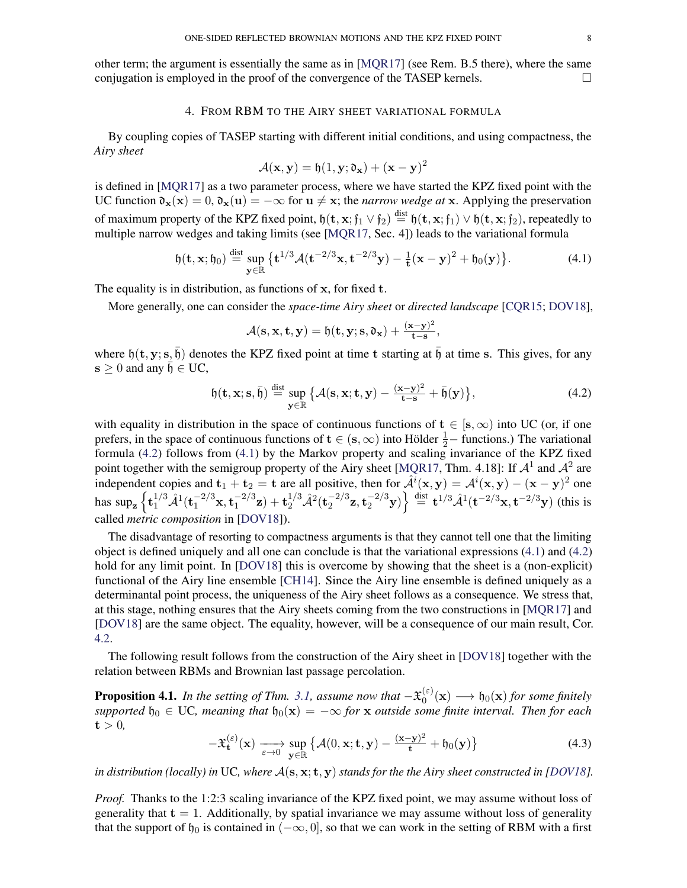other term; the argument is essentially the same as in [MQR17] (see Rem. B.5 there), where the same conjugation is employed in the proof of the convergence of the TASEP kernels. $\square$

## 4. From RBM to the Airy sheet variational formula

By coupling copies of TASEP starting with different initial conditions, and using compactness, the *Airy sheet*

$$\mathcal{A}(\mathbf{x},\mathbf{y}) = \mathfrak{h}(1,\mathbf{y};\mathfrak{d}_\mathbf{x}) + (\mathbf{x}-\mathbf{y})^2$$

is defined in [MQR17] as a two parameter process, where we have started the KPZ fixed point with the UC function $\mathfrak{d}_\mathbf{x}(\mathbf{x}) = 0$, $\mathfrak{d}_\mathbf{x}(\mathbf{u}) = -\infty$ for $\mathbf{u} \neq \mathbf{x}$; the *narrow wedge at* $\mathbf{x}$. Applying the preservation of maximum property of the KPZ fixed point, $\mathfrak{h}(\mathbf{t},\mathbf{x};\mathfrak{f}_1 \vee \mathfrak{f}_2) \stackrel{\text{dist}}{=} \mathfrak{h}(\mathbf{t},\mathbf{x};\mathfrak{f}_1) \vee \mathfrak{h}(\mathbf{t},\mathbf{x};\mathfrak{f}_2)$, repeatedly to multiple narrow wedges and taking limits (see [MQR17, Sec. 4]) leads to the variational formula

$$\mathfrak{h}(\mathbf{t},\mathbf{x};\mathfrak{h}_0) \stackrel{\text{dist}}{=} \sup_{\mathbf{y}\in\mathbb{R}} \big\{ \mathbf{t}^{1/3}\mathcal{A}(\mathbf{t}^{-2/3}\mathbf{x},\mathbf{t}^{-2/3}\mathbf{y}) - \tfrac{1}{\mathbf{t}}(\mathbf{x}-\mathbf{y})^2 + \mathfrak{h}_0(\mathbf{y}) \big\}. \tag{4.1}$$

The equality is in distribution, as functions of $\mathbf{x}$, for fixed $\mathbf{t}$.

More generally, one can consider the *space-time Airy sheet* or *directed landscape* [CQR15; DOV18],

$$\mathcal{A}(\mathbf{s},\mathbf{x},\mathbf{t},\mathbf{y}) = \mathfrak{h}(\mathbf{t},\mathbf{y};\mathbf{s},\mathfrak{d}_\mathbf{x}) + \tfrac{(\mathbf{x}-\mathbf{y})^2}{\mathbf{t}-\mathbf{s}},$$

where $\mathfrak{h}(\mathbf{t},\mathbf{y};\mathbf{s},\bar{\mathfrak{h}})$ denotes the KPZ fixed point at time $\mathbf{t}$ starting at $\bar{\mathfrak{h}}$ at time $\mathbf{s}$. This gives, for any $\mathbf{s} \geq 0$ and any $\bar{\mathfrak{h}} \in \mathrm{UC}$,

$$\mathfrak{h}(\mathbf{t},\mathbf{x};\mathbf{s},\bar{\mathfrak{h}}) \stackrel{\text{dist}}{=} \sup_{\mathbf{y}\in\mathbb{R}} \big\{ \mathcal{A}(\mathbf{s},\mathbf{x};\mathbf{t},\mathbf{y}) - \tfrac{(\mathbf{x}-\mathbf{y})^2}{\mathbf{t}-\mathbf{s}} + \bar{\mathfrak{h}}(\mathbf{y}) \big\}, \tag{4.2}$$

with equality in distribution in the space of continuous functions of $\mathbf{t} \in [\mathbf{s},\infty)$ into UC (or, if one prefers, in the space of continuous functions of $\mathbf{t} \in (\mathbf{s},\infty)$ into Hölder $\frac{1}{2}-$ functions.) The variational formula (4.2) follows from (4.1) by the Markov property and scaling invariance of the KPZ fixed point together with the semigroup property of the Airy sheet [MQR17, Thm. 4.18]: If $\mathcal{A}^1$ and $\mathcal{A}^2$ are independent copies and $\mathbf{t}_1 + \mathbf{t}_2 = \mathbf{t}$ are all positive, then for $\hat{\mathcal{A}}^i(\mathbf{x},\mathbf{y}) = \mathcal{A}^i(\mathbf{x},\mathbf{y}) - (\mathbf{x}-\mathbf{y})^2$ one has $\sup_\mathbf{z} \Big\{ \mathbf{t}_1^{1/3}\hat{\mathcal{A}}^1(\mathbf{t}_1^{-2/3}\mathbf{x},\mathbf{t}_1^{-2/3}\mathbf{z}) + \mathbf{t}_2^{1/3}\hat{\mathcal{A}}^2(\mathbf{t}_2^{-2/3}\mathbf{z},\mathbf{t}_2^{-2/3}\mathbf{y}) \Big\} \stackrel{\text{dist}}{=} \mathbf{t}^{1/3}\hat{\mathcal{A}}^1(\mathbf{t}^{-2/3}\mathbf{x},\mathbf{t}^{-2/3}\mathbf{y})$ (this is called *metric composition* in [DOV18]).

The disadvantage of resorting to compactness arguments is that they cannot tell one that the limiting object is defined uniquely and all one can conclude is that the variational expressions (4.1) and (4.2) hold for any limit point. In [DOV18] this is overcome by showing that the sheet is a (non-explicit) functional of the Airy line ensemble [CH14]. Since the Airy line ensemble is defined uniquely as a determinantal point process, the uniqueness of the Airy sheet follows as a consequence. We stress that, at this stage, nothing ensures that the Airy sheets coming from the two constructions in [MQR17] and [DOV18] are the same object. The equality, however, will be a consequence of our main result, Cor. 4.2.

The following result follows from the construction of the Airy sheet in [DOV18] together with the relation between RBMs and Brownian last passage percolation.

**Proposition 4.1.** *In the setting of Thm. 3.1, assume now that* $-\mathfrak{X}_0^{(\varepsilon)}(\mathbf{x}) \longrightarrow \mathfrak{h}_0(\mathbf{x})$ *for some finitely supported* $\mathfrak{h}_0 \in \mathrm{UC}$*, meaning that* $\mathfrak{h}_0(\mathbf{x}) = -\infty$ *for* $\mathbf{x}$ *outside some finite interval. Then for each* $\mathbf{t} > 0$*,*

$$-\mathfrak{X}_\mathbf{t}^{(\varepsilon)}(\mathbf{x}) \xrightarrow[\varepsilon\to 0]{} \sup_{\mathbf{y}\in\mathbb{R}} \big\{ \mathcal{A}(0,\mathbf{x};\mathbf{t},\mathbf{y}) - \tfrac{(\mathbf{x}-\mathbf{y})^2}{\mathbf{t}} + \mathfrak{h}_0(\mathbf{y}) \big\} \tag{4.3}$$

*in distribution (locally) in* UC*, where* $\mathcal{A}(\mathbf{s},\mathbf{x};\mathbf{t},\mathbf{y})$ *stands for the the Airy sheet constructed in [DOV18].*

*Proof.* Thanks to the 1:2:3 scaling invariance of the KPZ fixed point, we may assume without loss of generality that $\mathbf{t} = 1$. Additionally, by spatial invariance we may assume without loss of generality that the support of $\mathfrak{h}_0$ is contained in $(-\infty,0]$, so that we can work in the setting of RBM with a first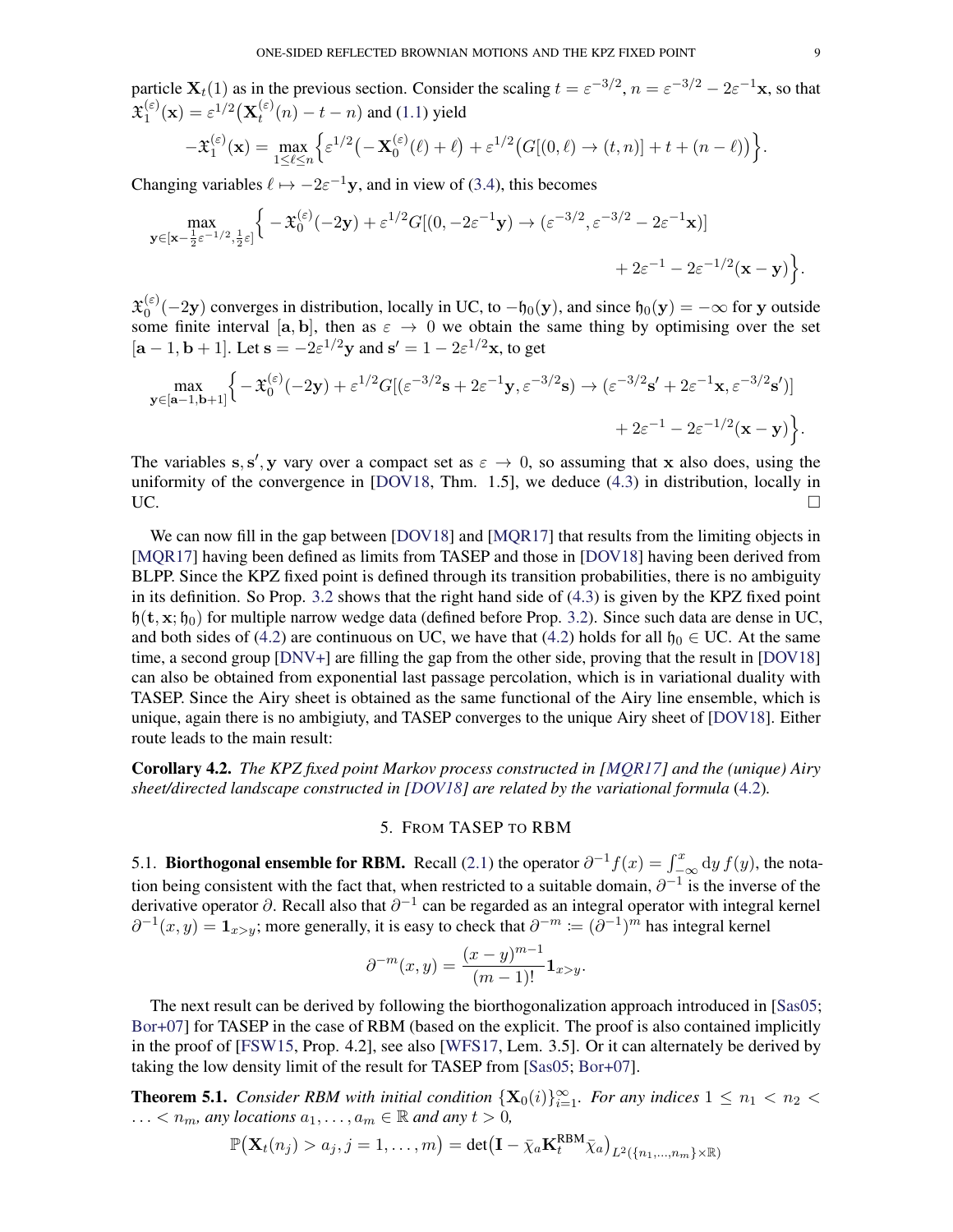particle $\mathbf{X}_t(1)$ as in the previous section. Consider the scaling $t = \varepsilon^{-3/2}$, $n = \varepsilon^{-3/2} - 2\varepsilon^{-1}\mathbf{x}$, so that $\mathfrak{X}_1^{(\varepsilon)}(\mathbf{x}) = \varepsilon^{1/2}\big(\mathbf{X}_t^{(\varepsilon)}(n) - t - n\big)$ and (1.1) yield

$$-\mathfrak{X}_1^{(\varepsilon)}(\mathbf{x}) = \max_{1\le \ell\le n}\Big\{\varepsilon^{1/2}\big(-\mathbf{X}_0^{(\varepsilon)}(\ell)+\ell\big) + \varepsilon^{1/2}\big(G[(0,\ell)\to(t,n)] + t + (n-\ell)\big)\Big\}.$$

Changing variables $\ell \mapsto -2\varepsilon^{-1}\mathbf{y}$, and in view of (3.4), this becomes

$$\max_{\mathbf{y}\in[\mathbf{x}-\frac{1}{2}\varepsilon^{-1/2},\frac{1}{2}\varepsilon]}\Big\{-\mathfrak{X}_0^{(\varepsilon)}(-2\mathbf{y}) + \varepsilon^{1/2}G[(0,-2\varepsilon^{-1}\mathbf{y})\to(\varepsilon^{-3/2},\varepsilon^{-3/2}-2\varepsilon^{-1}\mathbf{x})] \\ + 2\varepsilon^{-1} - 2\varepsilon^{-1/2}(\mathbf{x}-\mathbf{y})\Big\}.$$

$\mathfrak{X}_0^{(\varepsilon)}(-2\mathbf{y})$ converges in distribution, locally in UC, to $-\mathfrak{h}_0(\mathbf{y})$, and since $\mathfrak{h}_0(\mathbf{y}) = -\infty$ for $\mathbf{y}$ outside some finite interval $[\mathbf{a},\mathbf{b}]$, then as $\varepsilon \to 0$ we obtain the same thing by optimising over the set $[\mathbf{a}-1,\mathbf{b}+1]$. Let $\mathbf{s} = -2\varepsilon^{1/2}\mathbf{y}$ and $\mathbf{s}' = 1 - 2\varepsilon^{1/2}\mathbf{x}$, to get

$$\max_{\mathbf{y}\in[\mathbf{a}-1,\mathbf{b}+1]}\Big\{-\mathfrak{X}_0^{(\varepsilon)}(-2\mathbf{y}) + \varepsilon^{1/2}G[(\varepsilon^{-3/2}\mathbf{s}+2\varepsilon^{-1}\mathbf{y},\varepsilon^{-3/2}\mathbf{s})\to(\varepsilon^{-3/2}\mathbf{s}'+2\varepsilon^{-1}\mathbf{x},\varepsilon^{-3/2}\mathbf{s}')] \\ + 2\varepsilon^{-1} - 2\varepsilon^{-1/2}(\mathbf{x}-\mathbf{y})\Big\}.$$

The variables $\mathbf{s},\mathbf{s}',\mathbf{y}$ vary over a compact set as $\varepsilon \to 0$, so assuming that $\mathbf{x}$ also does, using the uniformity of the convergence in [DOV18, Thm. 1.5], we deduce (4.3) in distribution, locally in UC. $\square$

We can now fill in the gap between [DOV18] and [MQR17] that results from the limiting objects in [MQR17] having been defined as limits from TASEP and those in [DOV18] having been derived from BLPP. Since the KPZ fixed point is defined through its transition probabilities, there is no ambiguity in its definition. So Prop. 3.2 shows that the right hand side of (4.3) is given by the KPZ fixed point $\mathfrak{h}(\mathbf{t},\mathbf{x};\mathfrak{h}_0)$ for multiple narrow wedge data (defined before Prop. 3.2). Since such data are dense in UC, and both sides of (4.2) are continuous on UC, we have that (4.2) holds for all $\mathfrak{h}_0 \in$ UC. At the same time, a second group [DNV+] are filling the gap from the other side, proving that the result in [DOV18] can also be obtained from exponential last passage percolation, which is in variational duality with TASEP. Since the Airy sheet is obtained as the same functional of the Airy line ensemble, which is unique, again there is no ambigiuty, and TASEP converges to the unique Airy sheet of [DOV18]. Either route leads to the main result:

**Corollary 4.2.** *The KPZ fixed point Markov process constructed in [MQR17] and the (unique) Airy sheet/directed landscape constructed in [DOV18] are related by the variational formula* (4.2)*.*

## 5. From TASEP to RBM

5.1. **Biorthogonal ensemble for RBM.** Recall (2.1) the operator $\partial^{-1}f(x) = \int_{-\infty}^x \mathrm{d}y\, f(y)$, the notation being consistent with the fact that, when restricted to a suitable domain, $\partial^{-1}$ is the inverse of the derivative operator $\partial$. Recall also that $\partial^{-1}$ can be regarded as an integral operator with integral kernel $\partial^{-1}(x,y) = \mathbf{1}_{x>y}$; more generally, it is easy to check that $\partial^{-m} := (\partial^{-1})^m$ has integral kernel

$$\partial^{-m}(x,y) = \frac{(x-y)^{m-1}}{(m-1)!}\mathbf{1}_{x>y}.$$

The next result can be derived by following the biorthogonalization approach introduced in [Sas05; Bor+07] for TASEP in the case of RBM (based on the explicit. The proof is also contained implicitly in the proof of [FSW15, Prop. 4.2], see also [WFS17, Lem. 3.5]. Or it can alternately be derived by taking the low density limit of the result for TASEP from [Sas05; Bor+07].

**Theorem 5.1.** *Consider RBM with initial condition $\{\mathbf{X}_0(i)\}_{i=1}^\infty$. For any indices $1 \le n_1 < n_2 < \ldots < n_m$, any locations $a_1,\ldots,a_m \in \mathbb{R}$ and any $t > 0$,*

$$\mathbb{P}\big(\mathbf{X}_t(n_j) > a_j, j = 1,\ldots,m\big) = \det\big(\mathbf{I} - \bar{\chi}_a\mathbf{K}_t^{\mathrm{RBM}}\bar{\chi}_a\big)_{L^2(\{n_1,\ldots,n_m\}\times\mathbb{R})}$$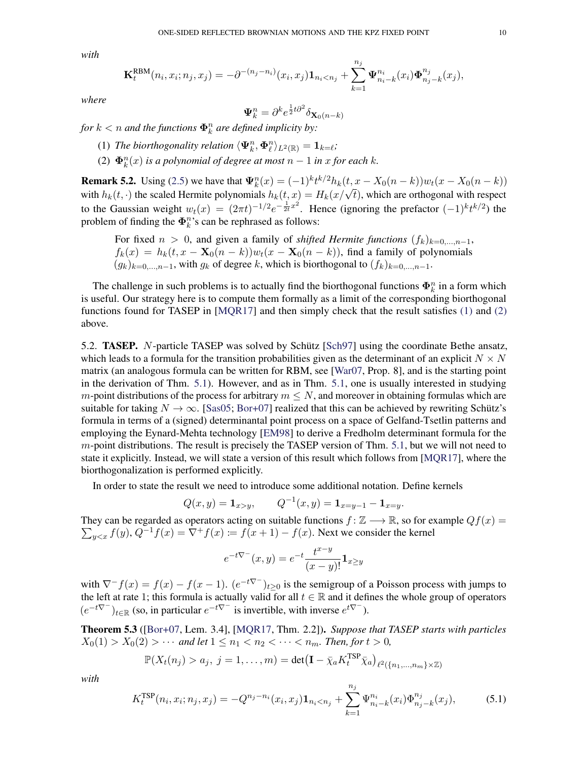*with*

$$\mathbf{K}_t^{\mathrm{RBM}}(n_i, x_i; n_j, x_j) = -\partial^{-(n_j-n_i)}(x_i, x_j)\mathbf{1}_{n_i<n_j} + \sum_{k=1}^{n_j} \mathbf{\Psi}_{n_i-k}^{n_i}(x_i)\mathbf{\Phi}_{n_j-k}^{n_j}(x_j),$$

*where*

$$\mathbf{\Psi}_k^n = \partial^k e^{\frac{1}{2}t\partial^2}\delta_{\mathbf{X}_0(n-k)}$$

*for $k < n$ and the functions $\mathbf{\Phi}_k^n$ are defined implicity by:*

(1) *The biorthogonality relation $\langle \mathbf{\Psi}_k^n, \mathbf{\Phi}_\ell^n \rangle_{L^2(\mathbb{R})} = \mathbf{1}_{k=\ell}$;*

(2) *$\mathbf{\Phi}_k^n(x)$ is a polynomial of degree at most $n-1$ in $x$ for each $k$.*

**Remark 5.2.** Using (2.5) we have that $\mathbf{\Psi}_k^n(x) = (-1)^k t^{k/2} h_k(t, x - X_0(n-k)) w_t(x - X_0(n-k))$ with $h_k(t, \cdot)$ the scaled Hermite polynomials $h_k(t, x) = H_k(x/\sqrt{t})$, which are orthogonal with respect to the Gaussian weight $w_t(x) = (2\pi t)^{-1/2} e^{-\frac{1}{2t}x^2}$. Hence (ignoring the prefactor $(-1)^k t^{k/2}$) the problem of finding the $\mathbf{\Phi}_k^n$'s can be rephrased as follows:

> For fixed $n > 0$, and given a family of *shifted Hermite functions* $(f_k)_{k=0,\dots,n-1}$, $f_k(x) = h_k(t, x - \mathbf{X}_0(n-k)) w_t(x - \mathbf{X}_0(n-k))$, find a family of polynomials $(g_k)_{k=0,\dots,n-1}$, with $g_k$ of degree $k$, which is biorthogonal to $(f_k)_{k=0,\dots,n-1}$.

The challenge in such problems is to actually find the biorthogonal functions $\mathbf{\Phi}_k^n$ in a form which is useful. Our strategy here is to compute them formally as a limit of the corresponding biorthogonal functions found for TASEP in [MQR17] and then simply check that the result satisfies (1) and (2) above.

5.2. **TASEP.** $N$-particle TASEP was solved by Schütz [Sch97] using the coordinate Bethe ansatz, which leads to a formula for the transition probabilities given as the determinant of an explicit $N \times N$ matrix (an analogous formula can be written for RBM, see [War07, Prop. 8], and is the starting point in the derivation of Thm. 5.1). However, and as in Thm. 5.1, one is usually interested in studying $m$-point distributions of the process for arbitrary $m \le N$, and moreover in obtaining formulas which are suitable for taking $N \to \infty$. [Sas05; Bor+07] realized that this can be achieved by rewriting Schütz's formula in terms of a (signed) determinantal point process on a space of Gelfand-Tsetlin patterns and employing the Eynard-Mehta technology [EM98] to derive a Fredholm determinant formula for the $m$-point distributions. The result is precisely the TASEP version of Thm. 5.1, but we will not need to state it explicitly. Instead, we will state a version of this result which follows from [MQR17], where the biorthogonalization is performed explicitly.

In order to state the result we need to introduce some additional notation. Define kernels

$$Q(x, y) = \mathbf{1}_{x>y}, \qquad Q^{-1}(x, y) = \mathbf{1}_{x=y-1} - \mathbf{1}_{x=y}.$$

They can be regarded as operators acting on suitable functions $f : \mathbb{Z} \longrightarrow \mathbb{R}$, so for example $Qf(x) = \sum_{y<x} f(y)$, $Q^{-1}f(x) = \nabla^+ f(x) := f(x+1) - f(x)$. Next we consider the kernel

$$e^{-t\nabla^-}(x, y) = e^{-t}\frac{t^{x-y}}{(x-y)!}\mathbf{1}_{x\ge y}$$

with $\nabla^- f(x) = f(x) - f(x-1)$. $(e^{-t\nabla^-})_{t\ge0}$ is the semigroup of a Poisson process with jumps to the left at rate 1; this formula is actually valid for all $t \in \mathbb{R}$ and it defines the whole group of operators $(e^{-t\nabla^-})_{t\in\mathbb{R}}$ (so, in particular $e^{-t\nabla^-}$ is invertible, with inverse $e^{t\nabla^-}$).

**Theorem 5.3** ([Bor+07, Lem. 3.4], [MQR17, Thm. 2.2])**.** *Suppose that TASEP starts with particles $X_0(1) > X_0(2) > \cdots$ and let $1 \le n_1 < n_2 < \cdots < n_m$. Then, for $t > 0$,*

$$\mathbb{P}(X_t(n_j) > a_j,\ j = 1, \dots, m) = \det\big(\mathbf{I} - \bar{\chi}_a K_t^{\mathrm{TSP}} \bar{\chi}_a\big)_{\ell^2(\{n_1,\dots,n_m\}\times\mathbb{Z})}$$

*with*

$$K_t^{\mathrm{TSP}}(n_i, x_i; n_j, x_j) = -Q^{n_j-n_i}(x_i, x_j)\mathbf{1}_{n_i<n_j} + \sum_{k=1}^{n_j} \Psi_{n_i-k}^{n_i}(x_i)\Phi_{n_j-k}^{n_j}(x_j), \tag{5.1}$$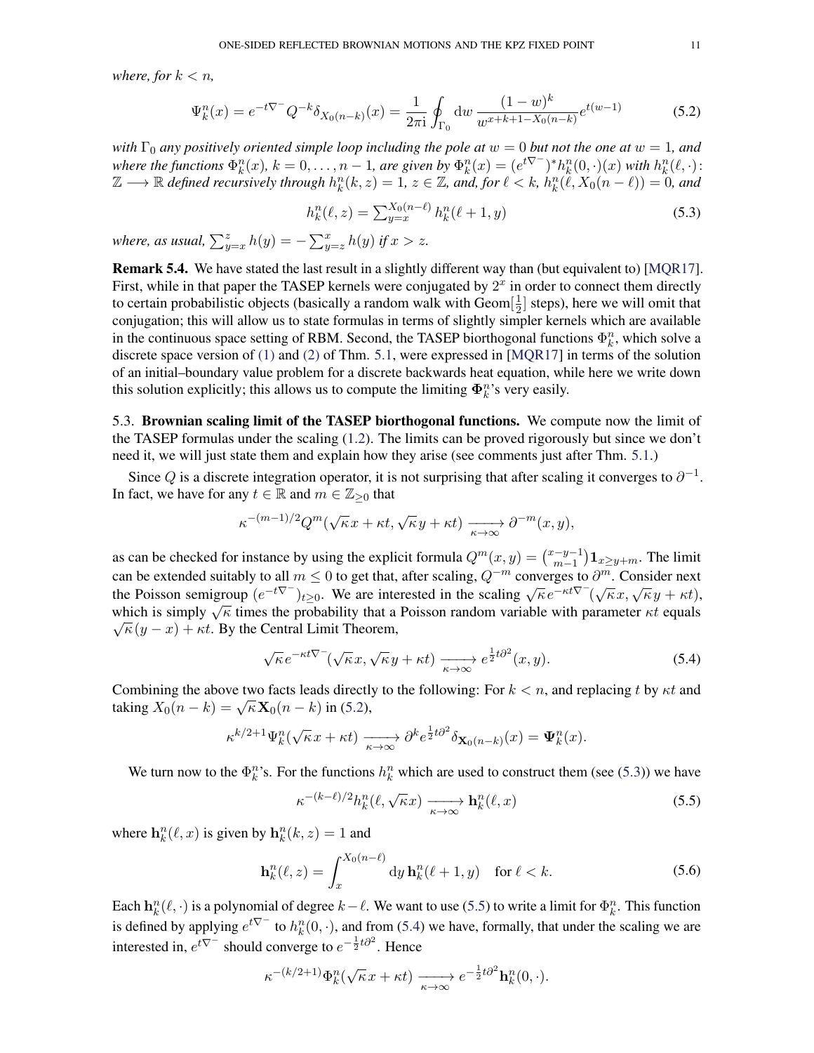*where, for $k < n$,*

$$\Psi_k^n(x) = e^{-t\nabla^-} Q^{-k} \delta_{X_0(n-k)}(x) = \frac{1}{2\pi\mathrm{i}} \oint_{\Gamma_0} \mathrm{d}w \, \frac{(1-w)^k}{w^{x+k+1-X_0(n-k)}} e^{t(w-1)} \tag{5.2}$$

*with $\Gamma_0$ any positively oriented simple loop including the pole at $w = 0$ but not the one at $w = 1$, and where the functions $\Phi_k^n(x)$, $k = 0, \ldots, n-1$, are given by $\Phi_k^n(x) = (e^{t\nabla^-})^* h_k^n(0, \cdot)(x)$ with $h_k^n(\ell, \cdot)\colon \mathbb{Z} \longrightarrow \mathbb{R}$ defined recursively through $h_k^n(k, z) = 1$, $z \in \mathbb{Z}$, and, for $\ell < k$, $h_k^n(\ell, X_0(n-\ell)) = 0$, and*

$$h_k^n(\ell, z) = \textstyle\sum_{y=x}^{X_0(n-\ell)} h_k^n(\ell+1, y) \tag{5.3}$$

*where, as usual, $\sum_{y=x}^{z} h(y) = -\sum_{y=z}^{x} h(y)$ if $x > z$.*

**Remark 5.4.** We have stated the last result in a slightly different way than (but equivalent to) [MQR17]. First, while in that paper the TASEP kernels were conjugated by $2^x$ in order to connect them directly to certain probabilistic objects (basically a random walk with Geom$[\frac{1}{2}]$ steps), here we will omit that conjugation; this will allow us to state formulas in terms of slightly simpler kernels which are available in the continuous space setting of RBM. Second, the TASEP biorthogonal functions $\Phi_k^n$, which solve a discrete space version of (1) and (2) of Thm. 5.1, were expressed in [MQR17] in terms of the solution of an initial–boundary value problem for a discrete backwards heat equation, while here we write down this solution explicitly; this allows us to compute the limiting $\mathbf{\Phi}_k^n$'s very easily.

5.3. **Brownian scaling limit of the TASEP biorthogonal functions.** We compute now the limit of the TASEP formulas under the scaling (1.2). The limits can be proved rigorously but since we don't need it, we will just state them and explain how they arise (see comments just after Thm. 5.1.)

Since $Q$ is a discrete integration operator, it is not surprising that after scaling it converges to $\partial^{-1}$. In fact, we have for any $t \in \mathbb{R}$ and $m \in \mathbb{Z}_{\geq 0}$ that

$$\kappa^{-(m-1)/2} Q^m(\sqrt{\kappa}x + \kappa t, \sqrt{\kappa}y + \kappa t) \xrightarrow[\kappa\to\infty]{} \partial^{-m}(x, y),$$

as can be checked for instance by using the explicit formula $Q^m(x, y) = \binom{x-y-1}{m-1} \mathbf{1}_{x \geq y+m}$. The limit can be extended suitably to all $m \leq 0$ to get that, after scaling, $Q^{-m}$ converges to $\partial^m$. Consider next the Poisson semigroup $(e^{-t\nabla^-})_{t\geq 0}$. We are interested in the scaling $\sqrt{\kappa} e^{-\kappa t \nabla^-}(\sqrt{\kappa}x, \sqrt{\kappa}y + \kappa t)$, which is simply $\sqrt{\kappa}$ times the probability that a Poisson random variable with parameter $\kappa t$ equals $\sqrt{\kappa}(y - x) + \kappa t$. By the Central Limit Theorem,

$$\sqrt{\kappa} e^{-\kappa t \nabla^-}(\sqrt{\kappa}x, \sqrt{\kappa}y + \kappa t) \xrightarrow[\kappa\to\infty]{} e^{\frac{1}{2}t\partial^2}(x, y). \tag{5.4}$$

Combining the above two facts leads directly to the following: For $k < n$, and replacing $t$ by $\kappa t$ and taking $X_0(n-k) = \sqrt{\kappa}\mathbf{X}_0(n-k)$ in (5.2),

$$\kappa^{k/2+1} \Psi_k^n(\sqrt{\kappa}x + \kappa t) \xrightarrow[\kappa\to\infty]{} \partial^k e^{\frac{1}{2}t\partial^2} \delta_{\mathbf{X}_0(n-k)}(x) = \mathbf{\Psi}_k^n(x).$$

We turn now to the $\Phi_k^n$'s. For the functions $h_k^n$ which are used to construct them (see (5.3)) we have

$$\kappa^{-(k-\ell)/2} h_k^n(\ell, \sqrt{\kappa}x) \xrightarrow[\kappa\to\infty]{} \mathbf{h}_k^n(\ell, x) \tag{5.5}$$

where $\mathbf{h}_k^n(\ell, x)$ is given by $\mathbf{h}_k^n(k, z) = 1$ and

$$\mathbf{h}_k^n(\ell, z) = \int_x^{X_0(n-\ell)} \mathrm{d}y \, \mathbf{h}_k^n(\ell+1, y) \quad \text{for } \ell < k. \tag{5.6}$$

Each $\mathbf{h}_k^n(\ell, \cdot)$ is a polynomial of degree $k - \ell$. We want to use (5.5) to write a limit for $\Phi_k^n$. This function is defined by applying $e^{t\nabla^-}$ to $h_k^n(0, \cdot)$, and from (5.4) we have, formally, that under the scaling we are interested in, $e^{t\nabla^-}$ should converge to $e^{-\frac{1}{2}t\partial^2}$. Hence

$$\kappa^{-(k/2+1)} \Phi_k^n(\sqrt{\kappa}x + \kappa t) \xrightarrow[\kappa\to\infty]{} e^{-\frac{1}{2}t\partial^2} \mathbf{h}_k^n(0, \cdot).$$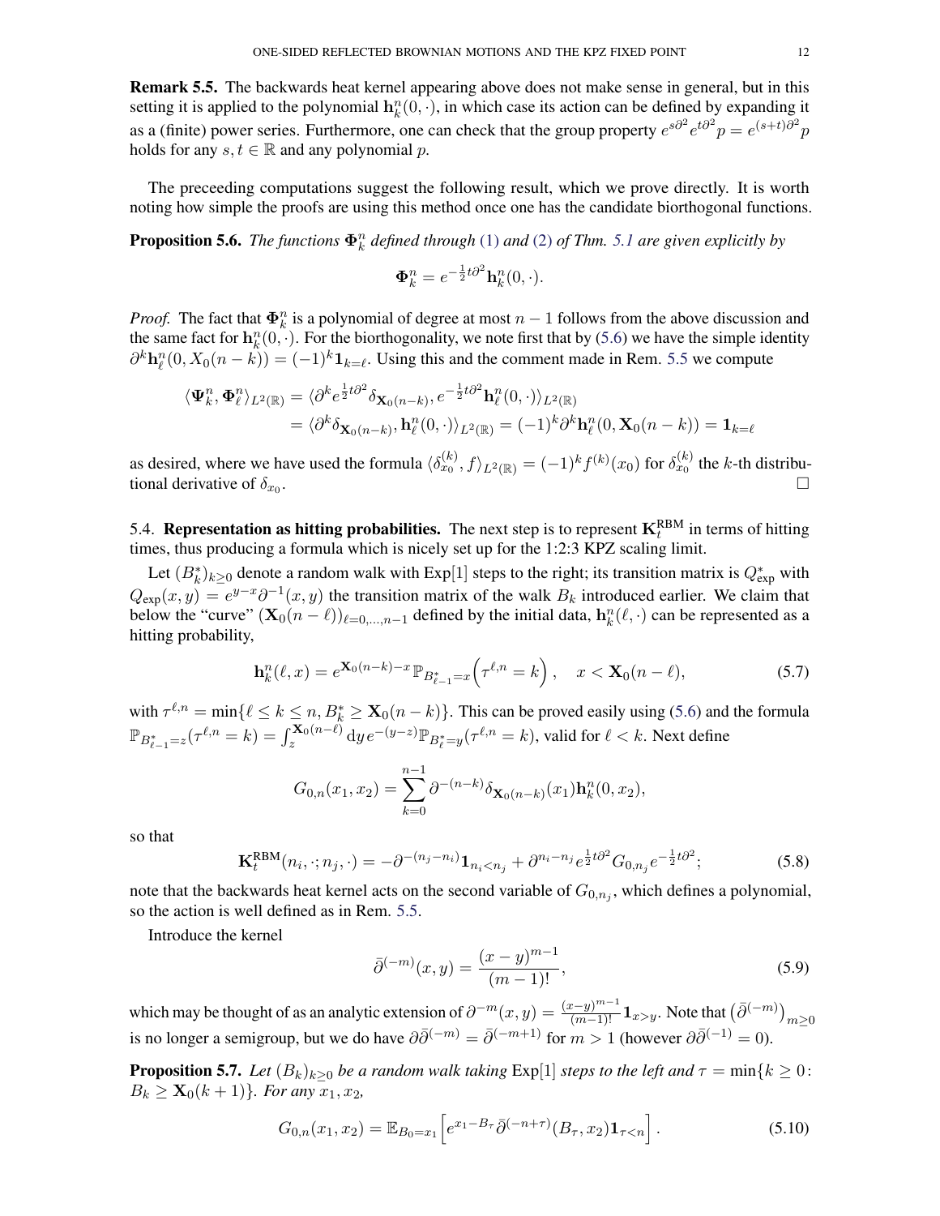**Remark 5.5.** The backwards heat kernel appearing above does not make sense in general, but in this setting it is applied to the polynomial $\mathbf{h}^n_k(0,\cdot)$, in which case its action can be defined by expanding it as a (finite) power series. Furthermore, one can check that the group property $e^{s\partial^2}e^{t\partial^2}p = e^{(s+t)\partial^2}p$ holds for any $s,t\in\mathbb{R}$ and any polynomial $p$.

The preceeding computations suggest the following result, which we prove directly. It is worth noting how simple the proofs are using this method once one has the candidate biorthogonal functions.

**Proposition 5.6.** *The functions $\mathbf{\Phi}^n_k$ defined through (1) and (2) of Thm. 5.1 are given explicitly by*

$$\mathbf{\Phi}^n_k = e^{-\frac{1}{2}t\partial^2}\mathbf{h}^n_k(0,\cdot).$$

*Proof.* The fact that $\mathbf{\Phi}^n_k$ is a polynomial of degree at most $n-1$ follows from the above discussion and the same fact for $\mathbf{h}^n_k(0,\cdot)$. For the biorthogonality, we note first that by (5.6) we have the simple identity $\partial^k\mathbf{h}^n_\ell(0,X_0(n-k)) = (-1)^k\mathbf{1}_{k=\ell}$. Using this and the comment made in Rem. 5.5 we compute

$$\begin{aligned}
\langle \mathbf{\Psi}^n_k, \mathbf{\Phi}^n_\ell\rangle_{L^2(\mathbb{R})} &= \langle \partial^k e^{\frac{1}{2}t\partial^2}\delta_{\mathbf{X}_0(n-k)}, e^{-\frac{1}{2}t\partial^2}\mathbf{h}^n_\ell(0,\cdot)\rangle_{L^2(\mathbb{R})}\\
&= \langle \partial^k\delta_{\mathbf{X}_0(n-k)}, \mathbf{h}^n_\ell(0,\cdot)\rangle_{L^2(\mathbb{R})} = (-1)^k\partial^k\mathbf{h}^n_\ell(0,\mathbf{X}_0(n-k)) = \mathbf{1}_{k=\ell}
\end{aligned}$$

as desired, where we have used the formula $\langle \delta^{(k)}_{x_0}, f\rangle_{L^2(\mathbb{R})} = (-1)^k f^{(k)}(x_0)$ for $\delta^{(k)}_{x_0}$ the $k$-th distributional derivative of $\delta_{x_0}$. ∎

5.4. **Representation as hitting probabilities.** The next step is to represent $\mathbf{K}^{\mathrm{RBM}}_t$ in terms of hitting times, thus producing a formula which is nicely set up for the 1:2:3 KPZ scaling limit.

Let $(B^*_k)_{k\geq 0}$ denote a random walk with Exp[1] steps to the right; its transition matrix is $Q^*_{\exp}$ with $Q_{\exp}(x,y) = e^{y-x}\partial^{-1}(x,y)$ the transition matrix of the walk $B_k$ introduced earlier. We claim that below the "curve" $(\mathbf{X}_0(n-\ell))_{\ell=0,\dots,n-1}$ defined by the initial data, $\mathbf{h}^n_k(\ell,\cdot)$ can be represented as a hitting probability,

$$\mathbf{h}^n_k(\ell,x) = e^{\mathbf{X}_0(n-k)-x}\,\mathbb{P}_{B^*_{\ell-1}=x}\Big(\tau^{\ell,n}=k\Big),\quad x<\mathbf{X}_0(n-\ell), \tag{5.7}$$

with $\tau^{\ell,n} = \min\{\ell\leq k\leq n, B^*_k\geq \mathbf{X}_0(n-k)\}$. This can be proved easily using (5.6) and the formula $\mathbb{P}_{B^*_{\ell-1}=z}(\tau^{\ell,n}=k) = \int_z^{\mathbf{X}_0(n-\ell)}\mathrm{d}y\,e^{-(y-z)}\mathbb{P}_{B^*_\ell=y}(\tau^{\ell,n}=k)$, valid for $\ell<k$. Next define

$$G_{0,n}(x_1,x_2) = \sum_{k=0}^{n-1}\partial^{-(n-k)}\delta_{\mathbf{X}_0(n-k)}(x_1)\mathbf{h}^n_k(0,x_2),$$

so that

$$\mathbf{K}^{\mathrm{RBM}}_t(n_i,\cdot;n_j,\cdot) = -\partial^{-(n_j-n_i)}\mathbf{1}_{n_i<n_j} + \partial^{n_i-n_j}e^{\frac{1}{2}t\partial^2}G_{0,n_j}e^{-\frac{1}{2}t\partial^2}; \tag{5.8}$$

note that the backwards heat kernel acts on the second variable of $G_{0,n_j}$, which defines a polynomial, so the action is well defined as in Rem. 5.5.

Introduce the kernel

$$\bar{\partial}^{(-m)}(x,y) = \frac{(x-y)^{m-1}}{(m-1)!}, \tag{5.9}$$

which may be thought of as an analytic extension of $\partial^{-m}(x,y) = \frac{(x-y)^{m-1}}{(m-1)!}\mathbf{1}_{x>y}$. Note that $\big(\bar{\partial}^{(-m)}\big)_{m\geq 0}$ is no longer a semigroup, but we do have $\partial\bar{\partial}^{(-m)} = \bar{\partial}^{(-m+1)}$ for $m>1$ (however $\partial\bar{\partial}^{(-1)}=0$).

**Proposition 5.7.** *Let $(B_k)_{k\geq 0}$ be a random walk taking Exp[1] steps to the left and $\tau = \min\{k\geq 0\colon B_k\geq \mathbf{X}_0(k+1)\}$. For any $x_1,x_2$,*

$$G_{0,n}(x_1,x_2) = \mathbb{E}_{B_0=x_1}\Big[e^{x_1-B_\tau}\bar{\partial}^{(-n+\tau)}(B_\tau,x_2)\mathbf{1}_{\tau<n}\Big]. \tag{5.10}$$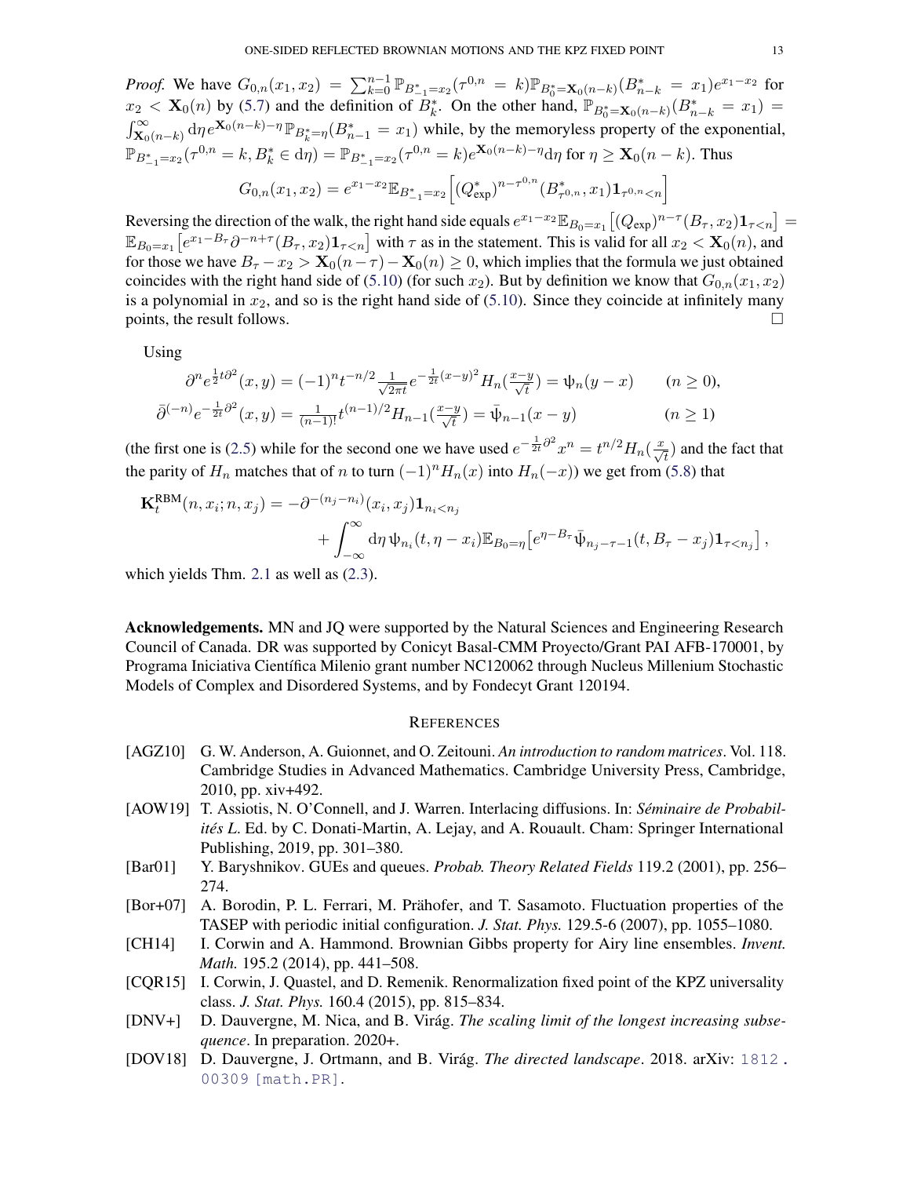*Proof.* We have $G_{0,n}(x_1,x_2) = \sum_{k=0}^{n-1} \mathbb{P}_{B^*_{-1}=x_2}(\tau^{0,n} = k)\mathbb{P}_{B^*_0=\mathbf{X}_0(n-k)}(B^*_{n-k} = x_1)e^{x_1-x_2}$ for $x_2 < \mathbf{X}_0(n)$ by (5.7) and the definition of $B^*_k$. On the other hand, $\mathbb{P}_{B^*_0=\mathbf{X}_0(n-k)}(B^*_{n-k} = x_1) = \int_{\mathbf{X}_0(n-k)}^\infty \mathrm{d}\eta\, e^{\mathbf{X}_0(n-k)-\eta}\mathbb{P}_{B^*_k=\eta}(B^*_{n-1} = x_1)$ while, by the memoryless property of the exponential, $\mathbb{P}_{B^*_{-1}=x_2}(\tau^{0,n} = k, B^*_k \in \mathrm{d}\eta) = \mathbb{P}_{B^*_{-1}=x_2}(\tau^{0,n} = k)e^{\mathbf{X}_0(n-k)-\eta}\mathrm{d}\eta$ for $\eta \geq \mathbf{X}_0(n-k)$. Thus

$$G_{0,n}(x_1,x_2) = e^{x_1-x_2}\mathbb{E}_{B^*_{-1}=x_2}\Big[(Q^*_{\exp})^{n-\tau^{0,n}}(B^*_{\tau^{0,n}},x_1)\mathbf{1}_{\tau^{0,n}<n}\Big]$$

Reversing the direction of the walk, the right hand side equals $e^{x_1-x_2}\mathbb{E}_{B_0=x_1}\big[(Q_{\exp})^{n-\tau}(B_\tau,x_2)\mathbf{1}_{\tau<n}\big] = \mathbb{E}_{B_0=x_1}\big[e^{x_1-B_\tau}\partial^{-n+\tau}(B_\tau,x_2)\mathbf{1}_{\tau<n}\big]$ with $\tau$ as in the statement. This is valid for all $x_2 < \mathbf{X}_0(n)$, and for those we have $B_\tau - x_2 > \mathbf{X}_0(n-\tau) - \mathbf{X}_0(n) \geq 0$, which implies that the formula we just obtained coincides with the right hand side of (5.10) (for such $x_2$). But by definition we know that $G_{0,n}(x_1,x_2)$ is a polynomial in $x_2$, and so is the right hand side of (5.10). Since they coincide at infinitely many points, the result follows. $\square$

Using

$$\partial^n e^{\frac{1}{2}t\partial^2}(x,y) = (-1)^n t^{-n/2}\tfrac{1}{\sqrt{2\pi t}}e^{-\frac{1}{2t}(x-y)^2}H_n(\tfrac{x-y}{\sqrt{t}}) = \psi_n(y-x) \qquad (n \geq 0),$$
$$\bar{\partial}^{(-n)}e^{-\frac{1}{2t}\partial^2}(x,y) = \tfrac{1}{(n-1)!}t^{(n-1)/2}H_{n-1}(\tfrac{x-y}{\sqrt{t}}) = \bar{\psi}_{n-1}(x-y) \qquad (n \geq 1)$$

(the first one is (2.5) while for the second one we have used $e^{-\frac{1}{2t}\partial^2}x^n = t^{n/2}H_n(\frac{x}{\sqrt{t}})$ and the fact that the parity of $H_n$ matches that of $n$ to turn $(-1)^n H_n(x)$ into $H_n(-x)$) we get from (5.8) that

$$\mathbf{K}^{\mathrm{RBM}}_t(n,x_i;n,x_j) = -\partial^{-(n_j-n_i)}(x_i,x_j)\mathbf{1}_{n_i<n_j} + \int_{-\infty}^\infty \mathrm{d}\eta\,\psi_{n_i}(t,\eta-x_i)\mathbb{E}_{B_0=\eta}\big[e^{\eta-B_\tau}\bar{\psi}_{n_j-\tau-1}(t,B_\tau-x_j)\mathbf{1}_{\tau<n_j}\big],$$

which yields Thm. 2.1 as well as (2.3).

**Acknowledgements.** MN and JQ were supported by the Natural Sciences and Engineering Research Council of Canada. DR was supported by Conicyt Basal-CMM Proyecto/Grant PAI AFB-170001, by Programa Iniciativa Científica Milenio grant number NC120062 through Nucleus Millenium Stochastic Models of Complex and Disordered Systems, and by Fondecyt Grant 120194.

## REFERENCES

[AGZ10] G. W. Anderson, A. Guionnet, and O. Zeitouni. *An introduction to random matrices*. Vol. 118. Cambridge Studies in Advanced Mathematics. Cambridge University Press, Cambridge, 2010, pp. xiv+492.

[AOW19] T. Assiotis, N. O'Connell, and J. Warren. Interlacing diffusions. In: *Séminaire de Probabilités L*. Ed. by C. Donati-Martin, A. Lejay, and A. Rouault. Cham: Springer International Publishing, 2019, pp. 301–380.

[Bar01] Y. Baryshnikov. GUEs and queues. *Probab. Theory Related Fields* 119.2 (2001), pp. 256–274.

[Bor+07] A. Borodin, P. L. Ferrari, M. Prähofer, and T. Sasamoto. Fluctuation properties of the TASEP with periodic initial configuration. *J. Stat. Phys.* 129.5-6 (2007), pp. 1055–1080.

[CH14] I. Corwin and A. Hammond. Brownian Gibbs property for Airy line ensembles. *Invent. Math.* 195.2 (2014), pp. 441–508.

[CQR15] I. Corwin, J. Quastel, and D. Remenik. Renormalization fixed point of the KPZ universality class. *J. Stat. Phys.* 160.4 (2015), pp. 815–834.

[DNV+] D. Dauvergne, M. Nica, and B. Virág. *The scaling limit of the longest increasing subsequence*. In preparation. 2020+.

[DOV18] D. Dauvergne, J. Ortmann, and B. Virág. *The directed landscape*. 2018. arXiv: 1812.00309 [math.PR].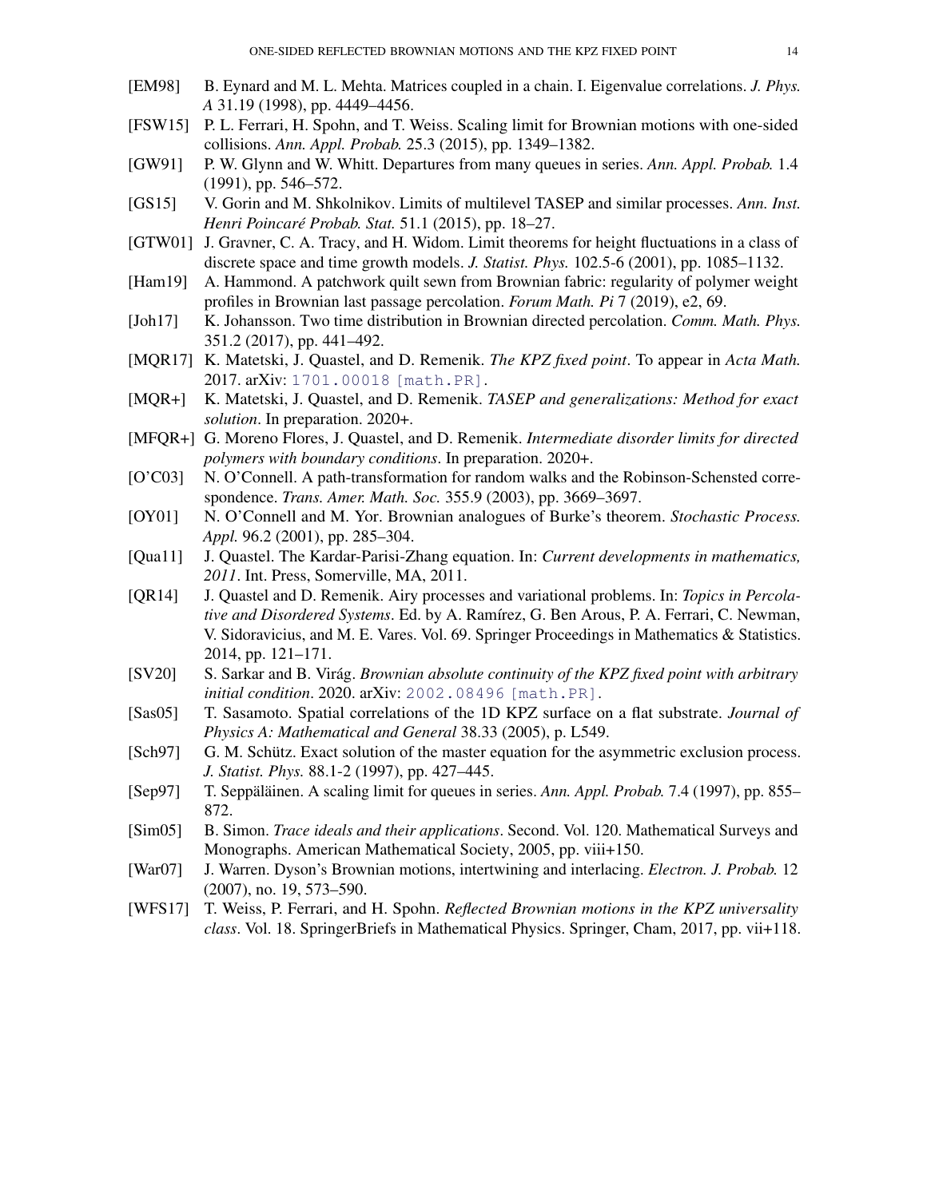- [EM98] B. Eynard and M. L. Mehta. Matrices coupled in a chain. I. Eigenvalue correlations. *J. Phys. A* 31.19 (1998), pp. 4449–4456.
- [FSW15] P. L. Ferrari, H. Spohn, and T. Weiss. Scaling limit for Brownian motions with one-sided collisions. *Ann. Appl. Probab.* 25.3 (2015), pp. 1349–1382.
- [GW91] P. W. Glynn and W. Whitt. Departures from many queues in series. *Ann. Appl. Probab.* 1.4 (1991), pp. 546–572.
- [GS15] V. Gorin and M. Shkolnikov. Limits of multilevel TASEP and similar processes. *Ann. Inst. Henri Poincaré Probab. Stat.* 51.1 (2015), pp. 18–27.
- [GTW01] J. Gravner, C. A. Tracy, and H. Widom. Limit theorems for height fluctuations in a class of discrete space and time growth models. *J. Statist. Phys.* 102.5-6 (2001), pp. 1085–1132.
- [Ham19] A. Hammond. A patchwork quilt sewn from Brownian fabric: regularity of polymer weight profiles in Brownian last passage percolation. *Forum Math. Pi* 7 (2019), e2, 69.
- [Joh17] K. Johansson. Two time distribution in Brownian directed percolation. *Comm. Math. Phys.* 351.2 (2017), pp. 441–492.
- [MQR17] K. Matetski, J. Quastel, and D. Remenik. *The KPZ fixed point*. To appear in *Acta Math.* 2017. arXiv: 1701.00018 [math.PR].
- [MQR+] K. Matetski, J. Quastel, and D. Remenik. *TASEP and generalizations: Method for exact solution*. In preparation. 2020+.
- [MFQR+] G. Moreno Flores, J. Quastel, and D. Remenik. *Intermediate disorder limits for directed polymers with boundary conditions*. In preparation. 2020+.
- [O'C03] N. O'Connell. A path-transformation for random walks and the Robinson-Schensted correspondence. *Trans. Amer. Math. Soc.* 355.9 (2003), pp. 3669–3697.
- [OY01] N. O'Connell and M. Yor. Brownian analogues of Burke's theorem. *Stochastic Process. Appl.* 96.2 (2001), pp. 285–304.
- [Qua11] J. Quastel. The Kardar-Parisi-Zhang equation. In: *Current developments in mathematics, 2011*. Int. Press, Somerville, MA, 2011.
- [QR14] J. Quastel and D. Remenik. Airy processes and variational problems. In: *Topics in Percolative and Disordered Systems*. Ed. by A. Ramírez, G. Ben Arous, P. A. Ferrari, C. Newman, V. Sidoravicius, and M. E. Vares. Vol. 69. Springer Proceedings in Mathematics & Statistics. 2014, pp. 121–171.
- [SV20] S. Sarkar and B. Virág. *Brownian absolute continuity of the KPZ fixed point with arbitrary initial condition*. 2020. arXiv: 2002.08496 [math.PR].
- [Sas05] T. Sasamoto. Spatial correlations of the 1D KPZ surface on a flat substrate. *Journal of Physics A: Mathematical and General* 38.33 (2005), p. L549.
- [Sch97] G. M. Schütz. Exact solution of the master equation for the asymmetric exclusion process. *J. Statist. Phys.* 88.1-2 (1997), pp. 427–445.
- [Sep97] T. Seppäläinen. A scaling limit for queues in series. *Ann. Appl. Probab.* 7.4 (1997), pp. 855–872.
- [Sim05] B. Simon. *Trace ideals and their applications*. Second. Vol. 120. Mathematical Surveys and Monographs. American Mathematical Society, 2005, pp. viii+150.
- [War07] J. Warren. Dyson's Brownian motions, intertwining and interlacing. *Electron. J. Probab.* 12 (2007), no. 19, 573–590.
- [WFS17] T. Weiss, P. Ferrari, and H. Spohn. *Reflected Brownian motions in the KPZ universality class*. Vol. 18. SpringerBriefs in Mathematical Physics. Springer, Cham, 2017, pp. vii+118.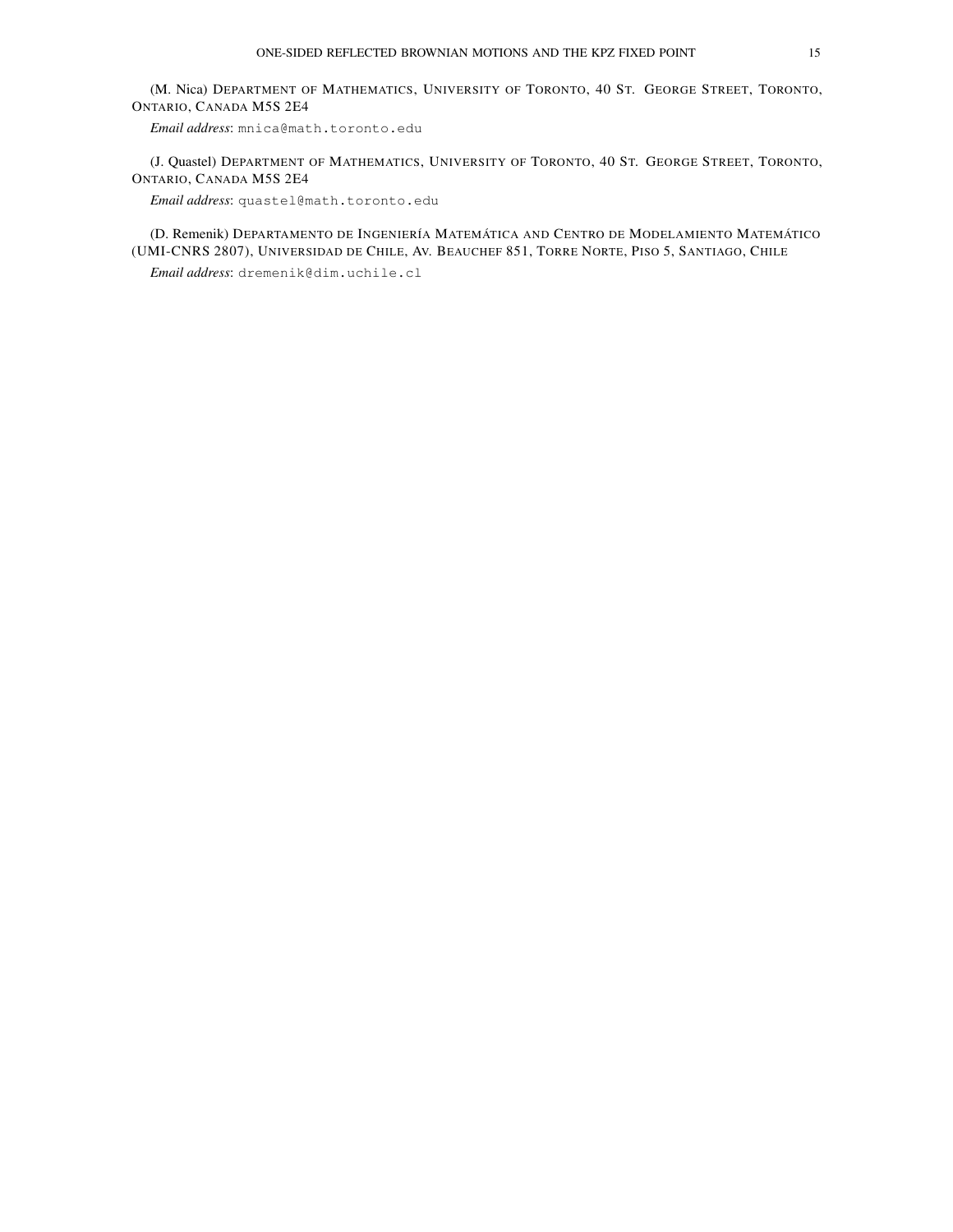(M. Nica) Department of Mathematics, University of Toronto, 40 St. George Street, Toronto, Ontario, Canada M5S 2E4

*Email address*: mnica@math.toronto.edu

(J. Quastel) Department of Mathematics, University of Toronto, 40 St. George Street, Toronto, Ontario, Canada M5S 2E4

*Email address*: quastel@math.toronto.edu

(D. Remenik) Departamento de Ingeniería Matemática and Centro de Modelamiento Matemático (UMI-CNRS 2807), Universidad de Chile, Av. Beauchef 851, Torre Norte, Piso 5, Santiago, Chile

*Email address*: dremenik@dim.uchile.cl